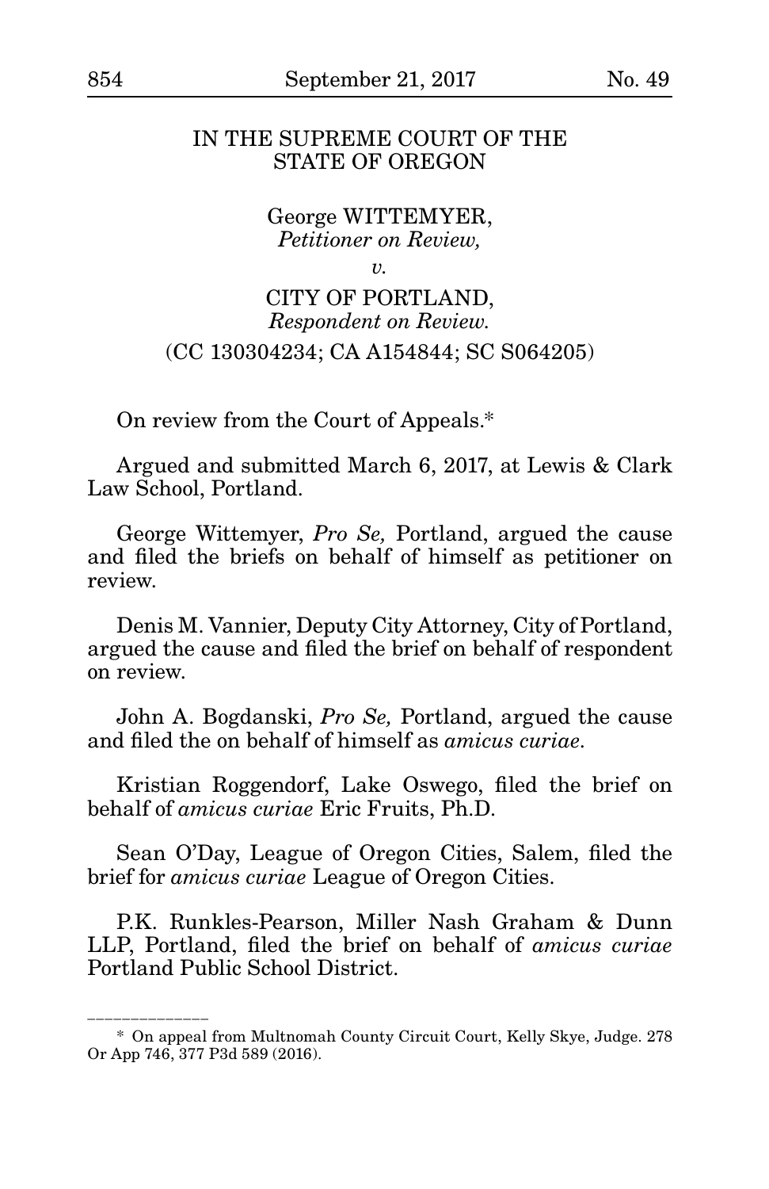IN THE SUPREME COURT OF THE STATE OF OREGON

George WITTEMYER,
*Petitioner on Review,*

*v.*

CITY OF PORTLAND,
*Respondent on Review.*

(CC 130304234; CA A154844; SC S064205)

On review from the Court of Appeals.*

Argued and submitted March 6, 2017, at Lewis & Clark Law School, Portland.

George Wittemyer, *Pro Se,* Portland, argued the cause and filed the briefs on behalf of himself as petitioner on review.

Denis M. Vannier, Deputy City Attorney, City of Portland, argued the cause and filed the brief on behalf of respondent on review.

John A. Bogdanski, *Pro Se,* Portland, argued the cause and filed the on behalf of himself as *amicus curiae.*

Kristian Roggendorf, Lake Oswego, filed the brief on behalf of *amicus curiae* Eric Fruits, Ph.D.

Sean O'Day, League of Oregon Cities, Salem, filed the brief for *amicus curiae* League of Oregon Cities.

P.K. Runkles-Pearson, Miller Nash Graham & Dunn LLP, Portland, filed the brief on behalf of *amicus curiae* Portland Public School District.

______________

\* On appeal from Multnomah County Circuit Court, Kelly Skye, Judge. 278 Or App 746, 377 P3d 589 (2016).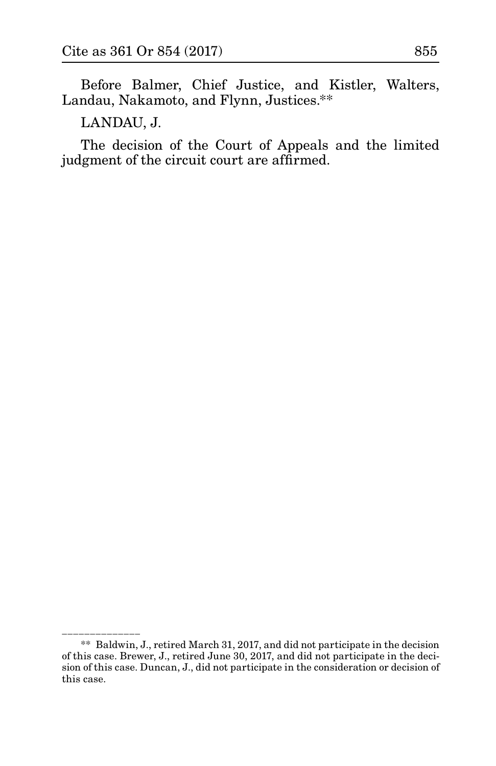Before Balmer, Chief Justice, and Kistler, Walters, Landau, Nakamoto, and Flynn, Justices.**

LANDAU, J.

The decision of the Court of Appeals and the limited judgment of the circuit court are affirmed.

______________

** Baldwin, J., retired March 31, 2017, and did not participate in the decision of this case. Brewer, J., retired June 30, 2017, and did not participate in the decision of this case. Duncan, J., did not participate in the consideration or decision of this case.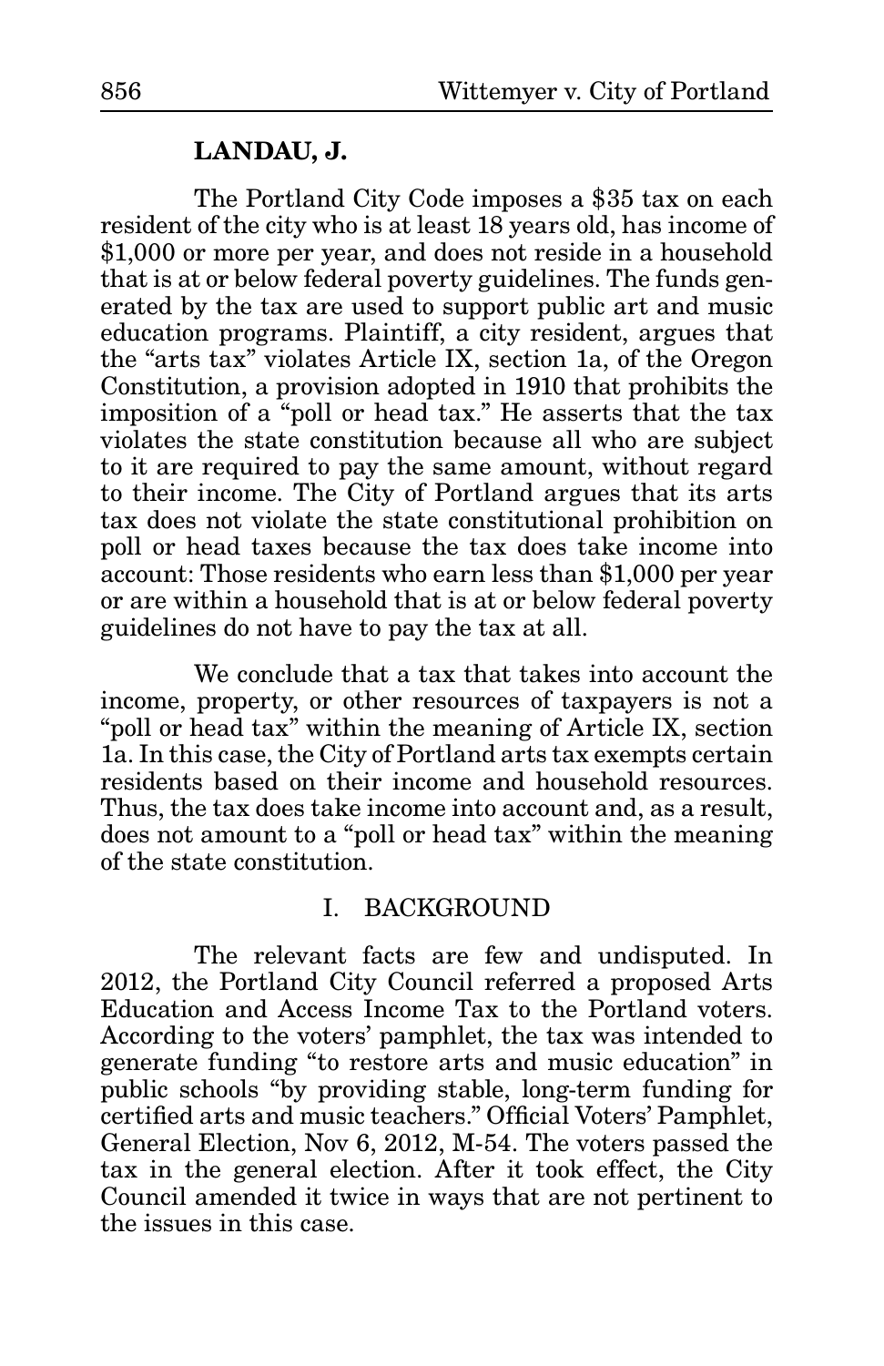**LANDAU, J.**

The Portland City Code imposes a $35 tax on each resident of the city who is at least 18 years old, has income of $1,000 or more per year, and does not reside in a household that is at or below federal poverty guidelines. The funds generated by the tax are used to support public art and music education programs. Plaintiff, a city resident, argues that the "arts tax" violates Article IX, section 1a, of the Oregon Constitution, a provision adopted in 1910 that prohibits the imposition of a "poll or head tax." He asserts that the tax violates the state constitution because all who are subject to it are required to pay the same amount, without regard to their income. The City of Portland argues that its arts tax does not violate the state constitutional prohibition on poll or head taxes because the tax does take income into account: Those residents who earn less than $1,000 per year or are within a household that is at or below federal poverty guidelines do not have to pay the tax at all.

We conclude that a tax that takes into account the income, property, or other resources of taxpayers is not a "poll or head tax" within the meaning of Article IX, section 1a. In this case, the City of Portland arts tax exempts certain residents based on their income and household resources. Thus, the tax does take income into account and, as a result, does not amount to a "poll or head tax" within the meaning of the state constitution.

## I. BACKGROUND

The relevant facts are few and undisputed. In 2012, the Portland City Council referred a proposed Arts Education and Access Income Tax to the Portland voters. According to the voters' pamphlet, the tax was intended to generate funding "to restore arts and music education" in public schools "by providing stable, long-term funding for certified arts and music teachers." Official Voters' Pamphlet, General Election, Nov 6, 2012, M-54. The voters passed the tax in the general election. After it took effect, the City Council amended it twice in ways that are not pertinent to the issues in this case.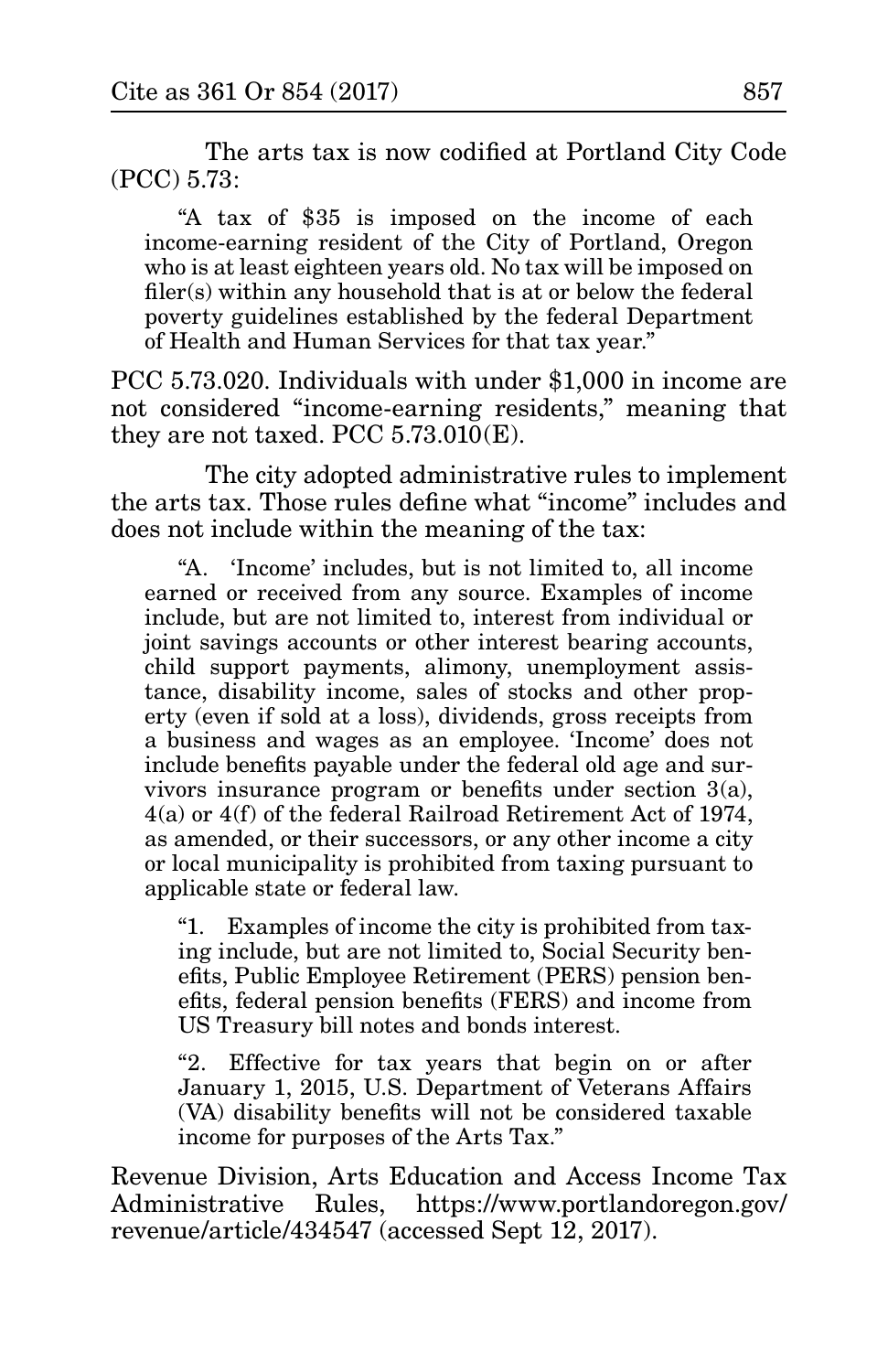The arts tax is now codified at Portland City Code (PCC) 5.73:

> "A tax of $35 is imposed on the income of each income-earning resident of the City of Portland, Oregon who is at least eighteen years old. No tax will be imposed on filer(s) within any household that is at or below the federal poverty guidelines established by the federal Department of Health and Human Services for that tax year."

PCC 5.73.020. Individuals with under $1,000 in income are not considered "income-earning residents," meaning that they are not taxed. PCC 5.73.010(E).

The city adopted administrative rules to implement the arts tax. Those rules define what "income" includes and does not include within the meaning of the tax:

> "A. 'Income' includes, but is not limited to, all income earned or received from any source. Examples of income include, but are not limited to, interest from individual or joint savings accounts or other interest bearing accounts, child support payments, alimony, unemployment assistance, disability income, sales of stocks and other property (even if sold at a loss), dividends, gross receipts from a business and wages as an employee. 'Income' does not include benefits payable under the federal old age and survivors insurance program or benefits under section 3(a), 4(a) or 4(f) of the federal Railroad Retirement Act of 1974, as amended, or their successors, or any other income a city or local municipality is prohibited from taxing pursuant to applicable state or federal law.
>
> "1. Examples of income the city is prohibited from taxing include, but are not limited to, Social Security benefits, Public Employee Retirement (PERS) pension benefits, federal pension benefits (FERS) and income from US Treasury bill notes and bonds interest.
>
> "2. Effective for tax years that begin on or after January 1, 2015, U.S. Department of Veterans Affairs (VA) disability benefits will not be considered taxable income for purposes of the Arts Tax."

Revenue Division, Arts Education and Access Income Tax Administrative Rules, https://www.portlandoregon.gov/revenue/article/434547 (accessed Sept 12, 2017).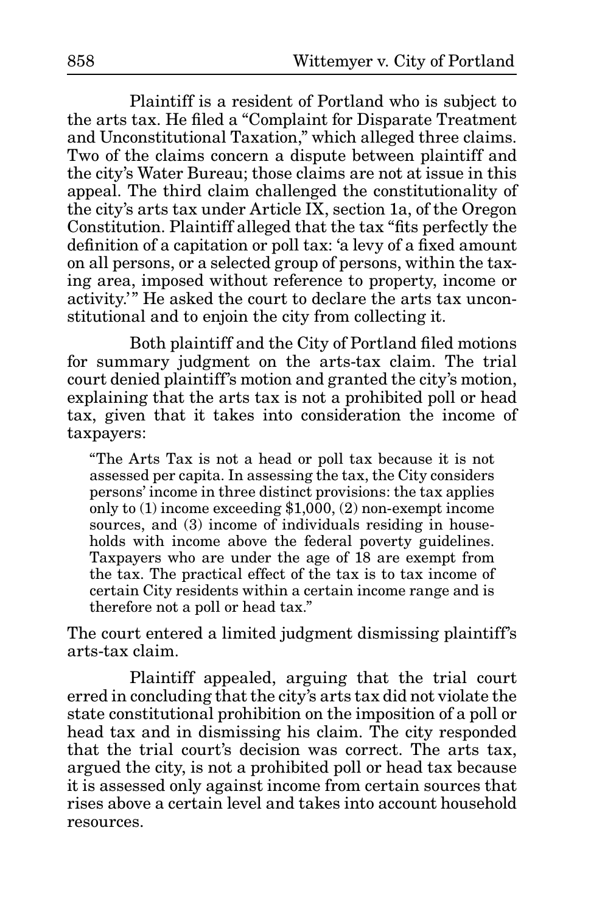Plaintiff is a resident of Portland who is subject to the arts tax. He filed a "Complaint for Disparate Treatment and Unconstitutional Taxation," which alleged three claims. Two of the claims concern a dispute between plaintiff and the city's Water Bureau; those claims are not at issue in this appeal. The third claim challenged the constitutionality of the city's arts tax under Article IX, section 1a, of the Oregon Constitution. Plaintiff alleged that the tax "fits perfectly the definition of a capitation or poll tax: 'a levy of a fixed amount on all persons, or a selected group of persons, within the taxing area, imposed without reference to property, income or activity.'" He asked the court to declare the arts tax unconstitutional and to enjoin the city from collecting it.

Both plaintiff and the City of Portland filed motions for summary judgment on the arts-tax claim. The trial court denied plaintiff's motion and granted the city's motion, explaining that the arts tax is not a prohibited poll or head tax, given that it takes into consideration the income of taxpayers:

> "The Arts Tax is not a head or poll tax because it is not assessed per capita. In assessing the tax, the City considers persons' income in three distinct provisions: the tax applies only to (1) income exceeding $1,000, (2) non-exempt income sources, and (3) income of individuals residing in households with income above the federal poverty guidelines. Taxpayers who are under the age of 18 are exempt from the tax. The practical effect of the tax is to tax income of certain City residents within a certain income range and is therefore not a poll or head tax."

The court entered a limited judgment dismissing plaintiff's arts-tax claim.

Plaintiff appealed, arguing that the trial court erred in concluding that the city's arts tax did not violate the state constitutional prohibition on the imposition of a poll or head tax and in dismissing his claim. The city responded that the trial court's decision was correct. The arts tax, argued the city, is not a prohibited poll or head tax because it is assessed only against income from certain sources that rises above a certain level and takes into account household resources.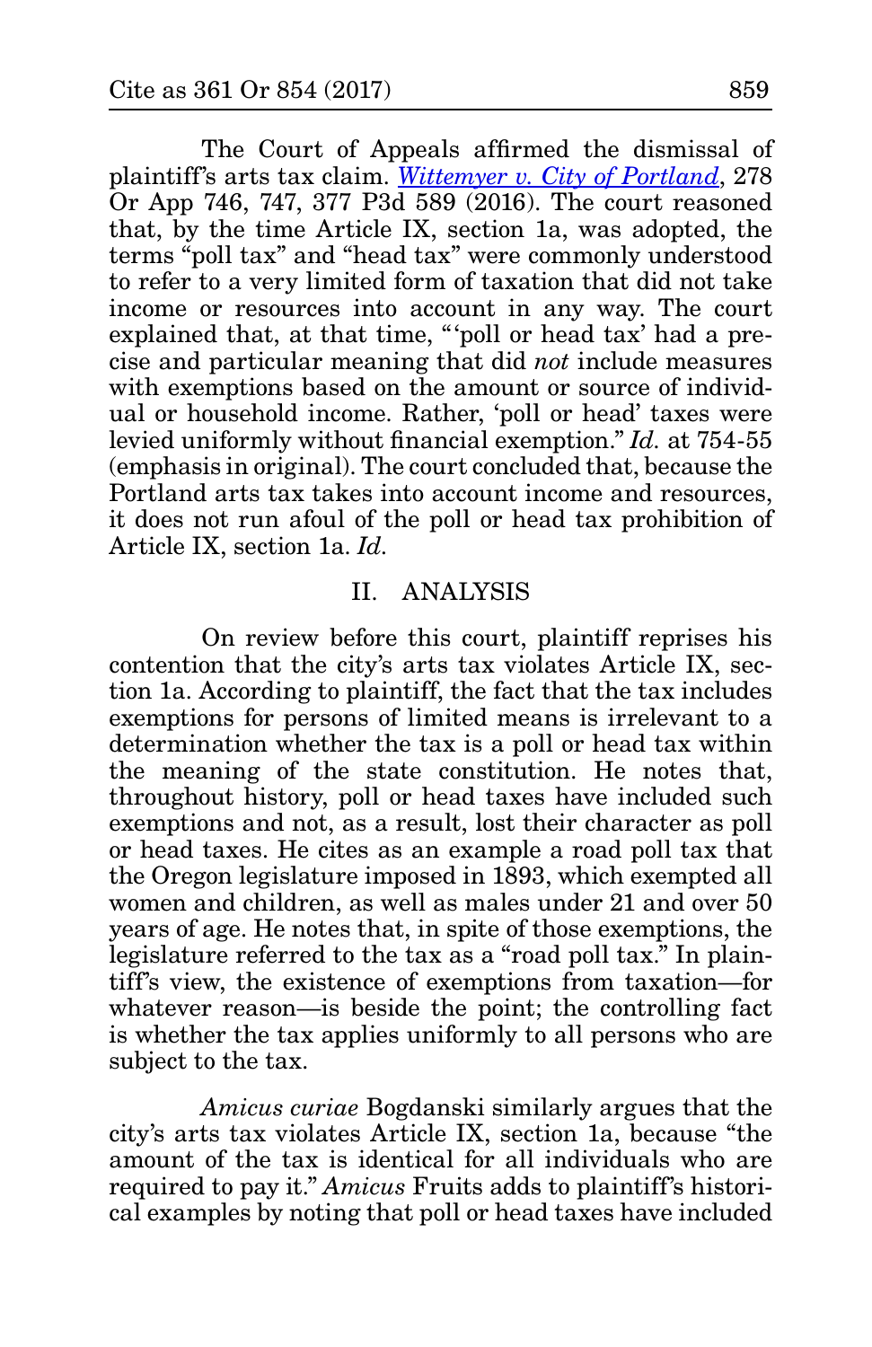The Court of Appeals affirmed the dismissal of plaintiff's arts tax claim. *Wittemyer v. City of Portland*, 278 Or App 746, 747, 377 P3d 589 (2016). The court reasoned that, by the time Article IX, section 1a, was adopted, the terms "poll tax" and "head tax" were commonly understood to refer to a very limited form of taxation that did not take income or resources into account in any way. The court explained that, at that time, "'poll or head tax' had a precise and particular meaning that did *not* include measures with exemptions based on the amount or source of individual or household income. Rather, 'poll or head' taxes were levied uniformly without financial exemption." *Id.* at 754-55 (emphasis in original). The court concluded that, because the Portland arts tax takes into account income and resources, it does not run afoul of the poll or head tax prohibition of Article IX, section 1a. *Id.*

## II. ANALYSIS

On review before this court, plaintiff reprises his contention that the city's arts tax violates Article IX, section 1a. According to plaintiff, the fact that the tax includes exemptions for persons of limited means is irrelevant to a determination whether the tax is a poll or head tax within the meaning of the state constitution. He notes that, throughout history, poll or head taxes have included such exemptions and not, as a result, lost their character as poll or head taxes. He cites as an example a road poll tax that the Oregon legislature imposed in 1893, which exempted all women and children, as well as males under 21 and over 50 years of age. He notes that, in spite of those exemptions, the legislature referred to the tax as a "road poll tax." In plaintiff's view, the existence of exemptions from taxation—for whatever reason—is beside the point; the controlling fact is whether the tax applies uniformly to all persons who are subject to the tax.

*Amicus curiae* Bogdanski similarly argues that the city's arts tax violates Article IX, section 1a, because "the amount of the tax is identical for all individuals who are required to pay it." *Amicus* Fruits adds to plaintiff's historical examples by noting that poll or head taxes have included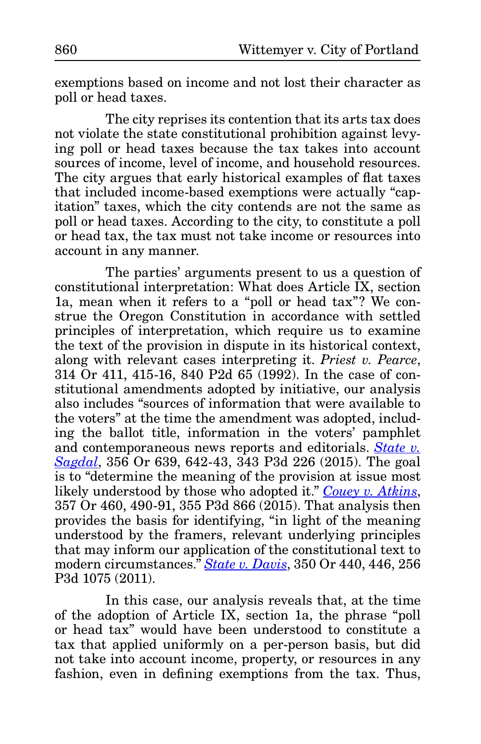exemptions based on income and not lost their character as poll or head taxes.

The city reprises its contention that its arts tax does not violate the state constitutional prohibition against levying poll or head taxes because the tax takes into account sources of income, level of income, and household resources. The city argues that early historical examples of flat taxes that included income-based exemptions were actually "capitation" taxes, which the city contends are not the same as poll or head taxes. According to the city, to constitute a poll or head tax, the tax must not take income or resources into account in any manner.

The parties' arguments present to us a question of constitutional interpretation: What does Article IX, section 1a, mean when it refers to a "poll or head tax"? We construe the Oregon Constitution in accordance with settled principles of interpretation, which require us to examine the text of the provision in dispute in its historical context, along with relevant cases interpreting it. *Priest v. Pearce*, 314 Or 411, 415-16, 840 P2d 65 (1992). In the case of constitutional amendments adopted by initiative, our analysis also includes "sources of information that were available to the voters" at the time the amendment was adopted, including the ballot title, information in the voters' pamphlet and contemporaneous news reports and editorials. *State v. Sagdal*, 356 Or 639, 642-43, 343 P3d 226 (2015). The goal is to "determine the meaning of the provision at issue most likely understood by those who adopted it." *Couey v. Atkins*, 357 Or 460, 490-91, 355 P3d 866 (2015). That analysis then provides the basis for identifying, "in light of the meaning understood by the framers, relevant underlying principles that may inform our application of the constitutional text to modern circumstances." *State v. Davis*, 350 Or 440, 446, 256 P3d 1075 (2011).

In this case, our analysis reveals that, at the time of the adoption of Article IX, section 1a, the phrase "poll or head tax" would have been understood to constitute a tax that applied uniformly on a per-person basis, but did not take into account income, property, or resources in any fashion, even in defining exemptions from the tax. Thus,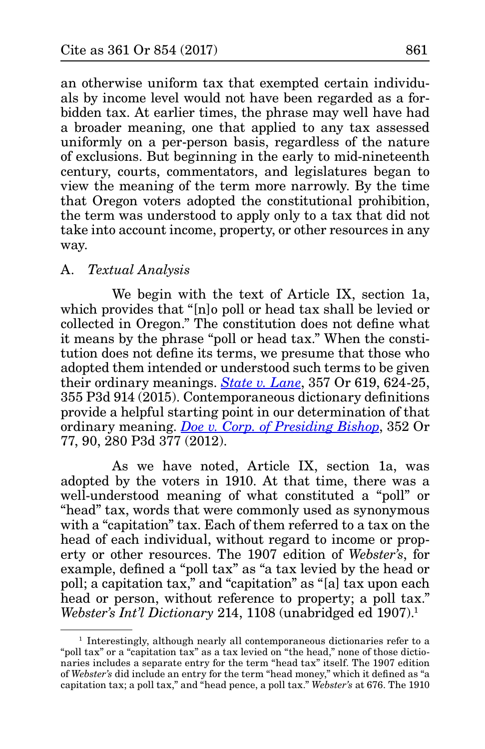an otherwise uniform tax that exempted certain individuals by income level would not have been regarded as a forbidden tax. At earlier times, the phrase may well have had a broader meaning, one that applied to any tax assessed uniformly on a per-person basis, regardless of the nature of exclusions. But beginning in the early to mid-nineteenth century, courts, commentators, and legislatures began to view the meaning of the term more narrowly. By the time that Oregon voters adopted the constitutional prohibition, the term was understood to apply only to a tax that did not take into account income, property, or other resources in any way.

A. *Textual Analysis*

We begin with the text of Article IX, section 1a, which provides that "[n]o poll or head tax shall be levied or collected in Oregon." The constitution does not define what it means by the phrase "poll or head tax." When the constitution does not define its terms, we presume that those who adopted them intended or understood such terms to be given their ordinary meanings. *State v. Lane*, 357 Or 619, 624-25, 355 P3d 914 (2015). Contemporaneous dictionary definitions provide a helpful starting point in our determination of that ordinary meaning. *Doe v. Corp. of Presiding Bishop*, 352 Or 77, 90, 280 P3d 377 (2012).

As we have noted, Article IX, section 1a, was adopted by the voters in 1910. At that time, there was a well-understood meaning of what constituted a "poll" or "head" tax, words that were commonly used as synonymous with a "capitation" tax. Each of them referred to a tax on the head of each individual, without regard to income or property or other resources. The 1907 edition of *Webster's*, for example, defined a "poll tax" as "a tax levied by the head or poll; a capitation tax," and "capitation" as "[a] tax upon each head or person, without reference to property; a poll tax." *Webster's Int'l Dictionary* 214, 1108 (unabridged ed 1907).[1]

---

[1] Interestingly, although nearly all contemporaneous dictionaries refer to a "poll tax" or a "capitation tax" as a tax levied on "the head," none of those dictionaries includes a separate entry for the term "head tax" itself. The 1907 edition of *Webster's* did include an entry for the term "head money," which it defined as "a capitation tax; a poll tax," and "head pence, a poll tax." *Webster's* at 676. The 1910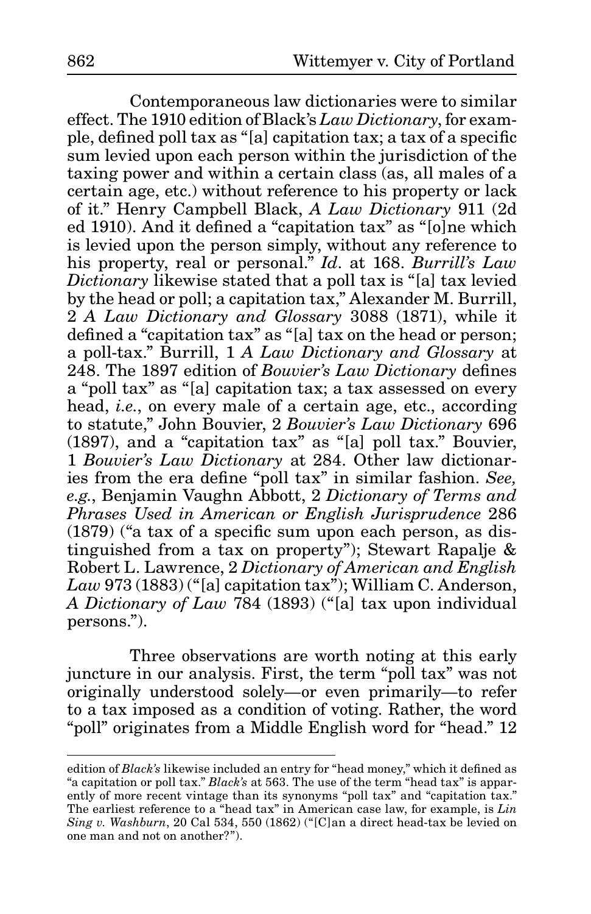Contemporaneous law dictionaries were to similar effect. The 1910 edition of Black's *Law Dictionary*, for example, defined poll tax as "[a] capitation tax; a tax of a specific sum levied upon each person within the jurisdiction of the taxing power and within a certain class (as, all males of a certain age, etc.) without reference to his property or lack of it." Henry Campbell Black, *A Law Dictionary* 911 (2d ed 1910). And it defined a "capitation tax" as "[o]ne which is levied upon the person simply, without any reference to his property, real or personal." *Id*. at 168. *Burrill's Law Dictionary* likewise stated that a poll tax is "[a] tax levied by the head or poll; a capitation tax," Alexander M. Burrill, 2 *A Law Dictionary and Glossary* 3088 (1871), while it defined a "capitation tax" as "[a] tax on the head or person; a poll-tax." Burrill, 1 *A Law Dictionary and Glossary* at 248. The 1897 edition of *Bouvier's Law Dictionary* defines a "poll tax" as "[a] capitation tax; a tax assessed on every head, *i.e.*, on every male of a certain age, etc., according to statute," John Bouvier, 2 *Bouvier's Law Dictionary* 696 (1897), and a "capitation tax" as "[a] poll tax." Bouvier, 1 *Bouvier's Law Dictionary* at 284. Other law dictionaries from the era define "poll tax" in similar fashion. *See, e.g.*, Benjamin Vaughn Abbott, 2 *Dictionary of Terms and Phrases Used in American or English Jurisprudence* 286 (1879) ("a tax of a specific sum upon each person, as distinguished from a tax on property"); Stewart Rapalje & Robert L. Lawrence, 2 *Dictionary of American and English Law* 973 (1883) ("[a] capitation tax"); William C. Anderson, *A Dictionary of Law* 784 (1893) ("[a] tax upon individual persons.").

Three observations are worth noting at this early juncture in our analysis. First, the term "poll tax" was not originally understood solely—or even primarily—to refer to a tax imposed as a condition of voting. Rather, the word "poll" originates from a Middle English word for "head." 12

---

edition of *Black's* likewise included an entry for "head money," which it defined as "a capitation or poll tax." *Black's* at 563. The use of the term "head tax" is apparently of more recent vintage than its synonyms "poll tax" and "capitation tax." The earliest reference to a "head tax" in American case law, for example, is *Lin Sing v. Washburn*, 20 Cal 534, 550 (1862) ("[C]an a direct head-tax be levied on one man and not on another?").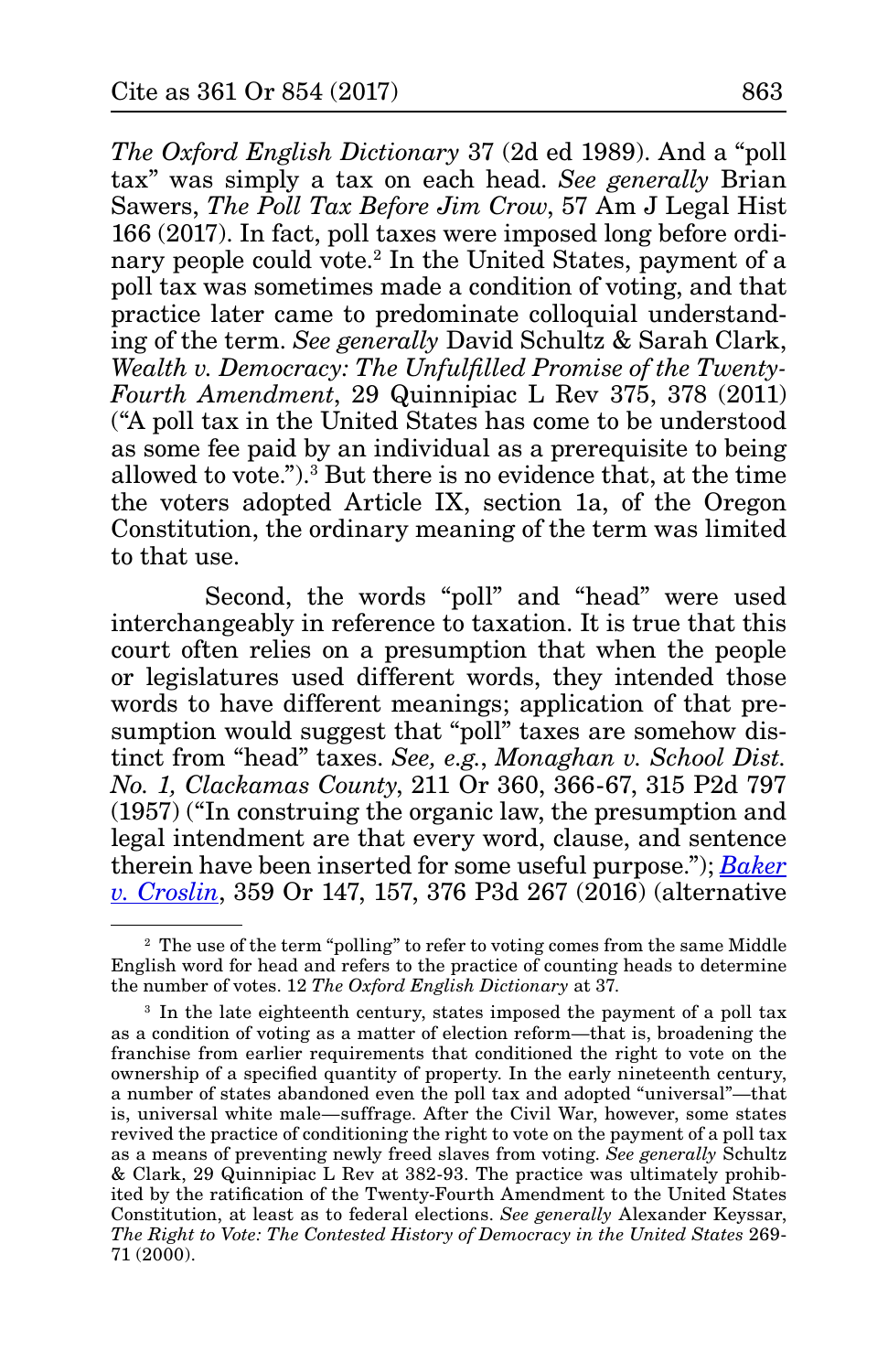*The Oxford English Dictionary* 37 (2d ed 1989). And a "poll tax" was simply a tax on each head. *See generally* Brian Sawers, *The Poll Tax Before Jim Crow*, 57 Am J Legal Hist 166 (2017). In fact, poll taxes were imposed long before ordinary people could vote.[2] In the United States, payment of a poll tax was sometimes made a condition of voting, and that practice later came to predominate colloquial understanding of the term. *See generally* David Schultz & Sarah Clark, *Wealth v. Democracy: The Unfulfilled Promise of the Twenty-Fourth Amendment*, 29 Quinnipiac L Rev 375, 378 (2011) ("A poll tax in the United States has come to be understood as some fee paid by an individual as a prerequisite to being allowed to vote.").[3] But there is no evidence that, at the time the voters adopted Article IX, section 1a, of the Oregon Constitution, the ordinary meaning of the term was limited to that use.

Second, the words "poll" and "head" were used interchangeably in reference to taxation. It is true that this court often relies on a presumption that when the people or legislatures used different words, they intended those words to have different meanings; application of that presumption would suggest that "poll" taxes are somehow distinct from "head" taxes. *See, e.g.*, *Monaghan v. School Dist. No. 1, Clackamas County*, 211 Or 360, 366-67, 315 P2d 797 (1957) ("In construing the organic law, the presumption and legal intendment are that every word, clause, and sentence therein have been inserted for some useful purpose."); *Baker v. Croslin*, 359 Or 147, 157, 376 P3d 267 (2016) (alternative

---

[2] The use of the term "polling" to refer to voting comes from the same Middle English word for head and refers to the practice of counting heads to determine the number of votes. 12 *The Oxford English Dictionary* at 37.

[3] In the late eighteenth century, states imposed the payment of a poll tax as a condition of voting as a matter of election reform—that is, broadening the franchise from earlier requirements that conditioned the right to vote on the ownership of a specified quantity of property. In the early nineteenth century, a number of states abandoned even the poll tax and adopted "universal"—that is, universal white male—suffrage. After the Civil War, however, some states revived the practice of conditioning the right to vote on the payment of a poll tax as a means of preventing newly freed slaves from voting. *See generally* Schultz & Clark, 29 Quinnipiac L Rev at 382-93. The practice was ultimately prohibited by the ratification of the Twenty-Fourth Amendment to the United States Constitution, at least as to federal elections. *See generally* Alexander Keyssar, *The Right to Vote: The Contested History of Democracy in the United States* 269-71 (2000).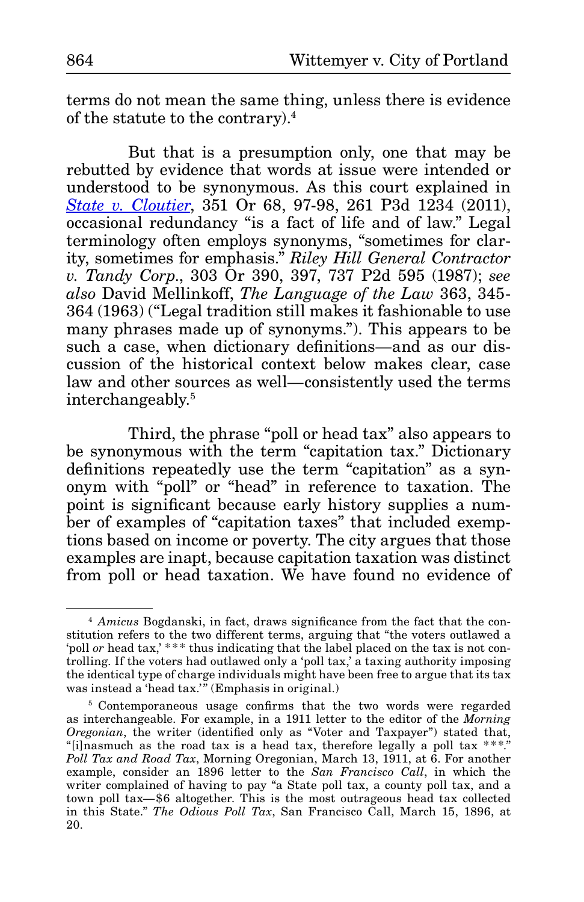terms do not mean the same thing, unless there is evidence of the statute to the contrary).[4]

But that is a presumption only, one that may be rebutted by evidence that words at issue were intended or understood to be synonymous. As this court explained in *State v. Cloutier*, 351 Or 68, 97-98, 261 P3d 1234 (2011), occasional redundancy "is a fact of life and of law." Legal terminology often employs synonyms, "sometimes for clarity, sometimes for emphasis." *Riley Hill General Contractor v. Tandy Corp.*, 303 Or 390, 397, 737 P2d 595 (1987); *see also* David Mellinkoff, *The Language of the Law* 363, 345-364 (1963) ("Legal tradition still makes it fashionable to use many phrases made up of synonyms."). This appears to be such a case, when dictionary definitions—and as our discussion of the historical context below makes clear, case law and other sources as well—consistently used the terms interchangeably.[5]

Third, the phrase "poll or head tax" also appears to be synonymous with the term "capitation tax." Dictionary definitions repeatedly use the term "capitation" as a synonym with "poll" or "head" in reference to taxation. The point is significant because early history supplies a number of examples of "capitation taxes" that included exemptions based on income or poverty. The city argues that those examples are inapt, because capitation taxation was distinct from poll or head taxation. We have found no evidence of

---

[4] *Amicus* Bogdanski, in fact, draws significance from the fact that the constitution refers to the two different terms, arguing that "the voters outlawed a 'poll *or* head tax,' *** thus indicating that the label placed on the tax is not controlling. If the voters had outlawed only a 'poll tax,' a taxing authority imposing the identical type of charge individuals might have been free to argue that its tax was instead a 'head tax.'" (Emphasis in original.)

[5] Contemporaneous usage confirms that the two words were regarded as interchangeable. For example, in a 1911 letter to the editor of the *Morning Oregonian*, the writer (identified only as "Voter and Taxpayer") stated that, "[i]nasmuch as the road tax is a head tax, therefore legally a poll tax ***." *Poll Tax and Road Tax*, Morning Oregonian, March 13, 1911, at 6. For another example, consider an 1896 letter to the *San Francisco Call*, in which the writer complained of having to pay "a State poll tax, a county poll tax, and a town poll tax—$6 altogether. This is the most outrageous head tax collected in this State." *The Odious Poll Tax*, San Francisco Call, March 15, 1896, at 20.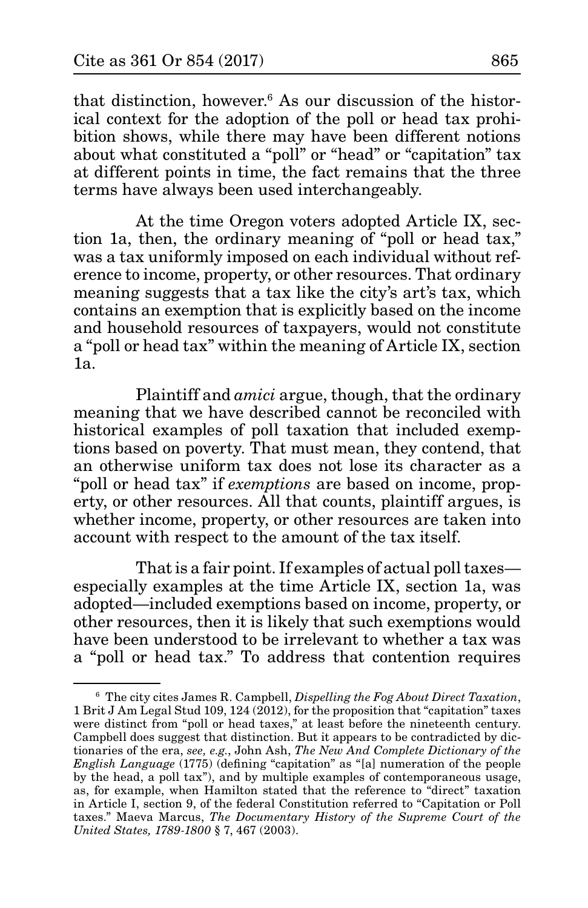that distinction, however.[6] As our discussion of the historical context for the adoption of the poll or head tax prohibition shows, while there may have been different notions about what constituted a "poll" or "head" or "capitation" tax at different points in time, the fact remains that the three terms have always been used interchangeably.

At the time Oregon voters adopted Article IX, section 1a, then, the ordinary meaning of "poll or head tax," was a tax uniformly imposed on each individual without reference to income, property, or other resources. That ordinary meaning suggests that a tax like the city's art's tax, which contains an exemption that is explicitly based on the income and household resources of taxpayers, would not constitute a "poll or head tax" within the meaning of Article IX, section 1a.

Plaintiff and *amici* argue, though, that the ordinary meaning that we have described cannot be reconciled with historical examples of poll taxation that included exemptions based on poverty. That must mean, they contend, that an otherwise uniform tax does not lose its character as a "poll or head tax" if *exemptions* are based on income, property, or other resources. All that counts, plaintiff argues, is whether income, property, or other resources are taken into account with respect to the amount of the tax itself.

That is a fair point. If examples of actual poll taxes—especially examples at the time Article IX, section 1a, was adopted—included exemptions based on income, property, or other resources, then it is likely that such exemptions would have been understood to be irrelevant to whether a tax was a "poll or head tax." To address that contention requires

---

[6] The city cites James R. Campbell, *Dispelling the Fog About Direct Taxation*, 1 Brit J Am Legal Stud 109, 124 (2012), for the proposition that "capitation" taxes were distinct from "poll or head taxes," at least before the nineteenth century. Campbell does suggest that distinction. But it appears to be contradicted by dictionaries of the era, *see, e.g.*, John Ash, *The New And Complete Dictionary of the English Language* (1775) (defining "capitation" as "[a] numeration of the people by the head, a poll tax"), and by multiple examples of contemporaneous usage, as, for example, when Hamilton stated that the reference to "direct" taxation in Article I, section 9, of the federal Constitution referred to "Capitation or Poll taxes." Maeva Marcus, *The Documentary History of the Supreme Court of the United States, 1789-1800* § 7, 467 (2003).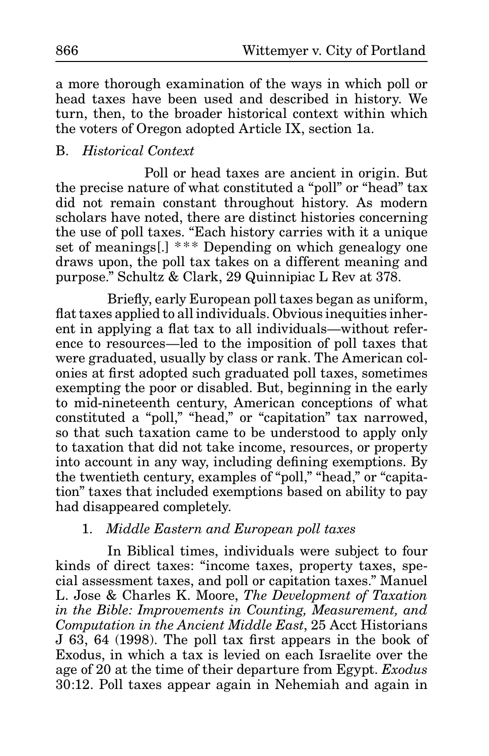a more thorough examination of the ways in which poll or head taxes have been used and described in history. We turn, then, to the broader historical context within which the voters of Oregon adopted Article IX, section 1a.

## B. *Historical Context*

Poll or head taxes are ancient in origin. But the precise nature of what constituted a "poll" or "head" tax did not remain constant throughout history. As modern scholars have noted, there are distinct histories concerning the use of poll taxes. "Each history carries with it a unique set of meanings[.] *** Depending on which genealogy one draws upon, the poll tax takes on a different meaning and purpose." Schultz & Clark, 29 Quinnipiac L Rev at 378.

Briefly, early European poll taxes began as uniform, flat taxes applied to all individuals. Obvious inequities inherent in applying a flat tax to all individuals—without reference to resources—led to the imposition of poll taxes that were graduated, usually by class or rank. The American colonies at first adopted such graduated poll taxes, sometimes exempting the poor or disabled. But, beginning in the early to mid-nineteenth century, American conceptions of what constituted a "poll," "head," or "capitation" tax narrowed, so that such taxation came to be understood to apply only to taxation that did not take income, resources, or property into account in any way, including defining exemptions. By the twentieth century, examples of "poll," "head," or "capitation" taxes that included exemptions based on ability to pay had disappeared completely.

### 1. *Middle Eastern and European poll taxes*

In Biblical times, individuals were subject to four kinds of direct taxes: "income taxes, property taxes, special assessment taxes, and poll or capitation taxes." Manuel L. Jose & Charles K. Moore, *The Development of Taxation in the Bible: Improvements in Counting, Measurement, and Computation in the Ancient Middle East*, 25 Acct Historians J 63, 64 (1998). The poll tax first appears in the book of Exodus, in which a tax is levied on each Israelite over the age of 20 at the time of their departure from Egypt. *Exodus* 30:12. Poll taxes appear again in Nehemiah and again in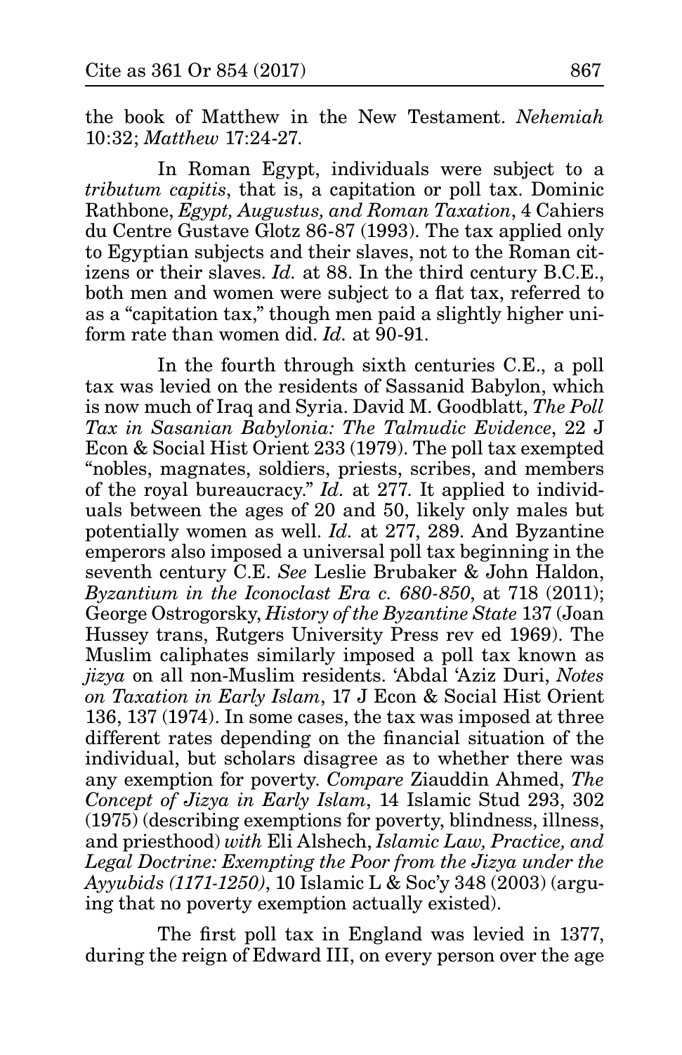the book of Matthew in the New Testament. *Nehemiah* 10:32; *Matthew* 17:24-27.

In Roman Egypt, individuals were subject to a *tributum capitis*, that is, a capitation or poll tax. Dominic Rathbone, *Egypt, Augustus, and Roman Taxation*, 4 Cahiers du Centre Gustave Glotz 86-87 (1993). The tax applied only to Egyptian subjects and their slaves, not to the Roman citizens or their slaves. *Id.* at 88. In the third century B.C.E., both men and women were subject to a flat tax, referred to as a "capitation tax," though men paid a slightly higher uniform rate than women did. *Id.* at 90-91.

In the fourth through sixth centuries C.E., a poll tax was levied on the residents of Sassanid Babylon, which is now much of Iraq and Syria. David M. Goodblatt, *The Poll Tax in Sasanian Babylonia: The Talmudic Evidence*, 22 J Econ & Social Hist Orient 233 (1979). The poll tax exempted "nobles, magnates, soldiers, priests, scribes, and members of the royal bureaucracy." *Id.* at 277. It applied to individuals between the ages of 20 and 50, likely only males but potentially women as well. *Id.* at 277, 289. And Byzantine emperors also imposed a universal poll tax beginning in the seventh century C.E. *See* Leslie Brubaker & John Haldon, *Byzantium in the Iconoclast Era c. 680-850*, at 718 (2011); George Ostrogorsky, *History of the Byzantine State* 137 (Joan Hussey trans, Rutgers University Press rev ed 1969). The Muslim caliphates similarly imposed a poll tax known as *jizya* on all non-Muslim residents. 'Abdal 'Aziz Duri, *Notes on Taxation in Early Islam*, 17 J Econ & Social Hist Orient 136, 137 (1974). In some cases, the tax was imposed at three different rates depending on the financial situation of the individual, but scholars disagree as to whether there was any exemption for poverty. *Compare* Ziauddin Ahmed, *The Concept of Jizya in Early Islam*, 14 Islamic Stud 293, 302 (1975) (describing exemptions for poverty, blindness, illness, and priesthood) *with* Eli Alshech, *Islamic Law, Practice, and Legal Doctrine: Exempting the Poor from the Jizya under the Ayyubids (1171-1250)*, 10 Islamic L & Soc'y 348 (2003) (arguing that no poverty exemption actually existed).

The first poll tax in England was levied in 1377, during the reign of Edward III, on every person over the age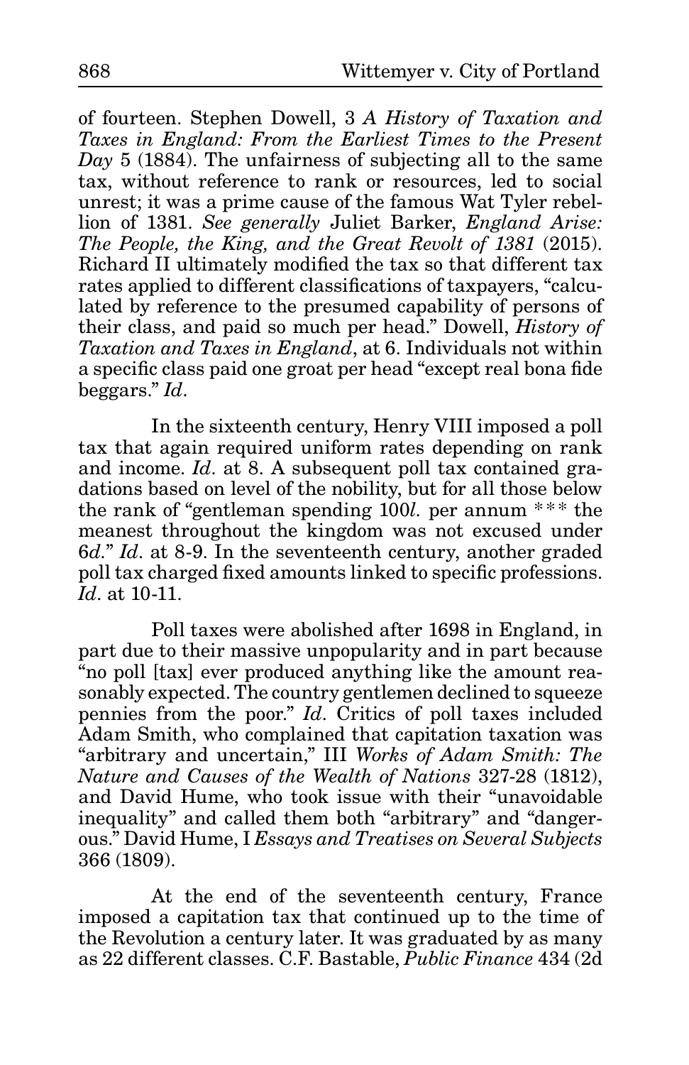of fourteen. Stephen Dowell, 3 *A History of Taxation and Taxes in England: From the Earliest Times to the Present Day* 5 (1884). The unfairness of subjecting all to the same tax, without reference to rank or resources, led to social unrest; it was a prime cause of the famous Wat Tyler rebellion of 1381. *See generally* Juliet Barker, *England Arise: The People, the King, and the Great Revolt of 1381* (2015). Richard II ultimately modified the tax so that different tax rates applied to different classifications of taxpayers, "calculated by reference to the presumed capability of persons of their class, and paid so much per head." Dowell, *History of Taxation and Taxes in England*, at 6. Individuals not within a specific class paid one groat per head "except real bona fide beggars." *Id*.

In the sixteenth century, Henry VIII imposed a poll tax that again required uniform rates depending on rank and income. *Id*. at 8. A subsequent poll tax contained gradations based on level of the nobility, but for all those below the rank of "gentleman spending 100*l.* per annum *** the meanest throughout the kingdom was not excused under 6*d*." *Id*. at 8-9. In the seventeenth century, another graded poll tax charged fixed amounts linked to specific professions. *Id*. at 10-11.

Poll taxes were abolished after 1698 in England, in part due to their massive unpopularity and in part because "no poll [tax] ever produced anything like the amount reasonably expected. The country gentlemen declined to squeeze pennies from the poor." *Id*. Critics of poll taxes included Adam Smith, who complained that capitation taxation was "arbitrary and uncertain," III *Works of Adam Smith: The Nature and Causes of the Wealth of Nations* 327-28 (1812), and David Hume, who took issue with their "unavoidable inequality" and called them both "arbitrary" and "dangerous." David Hume, I *Essays and Treatises on Several Subjects* 366 (1809).

At the end of the seventeenth century, France imposed a capitation tax that continued up to the time of the Revolution a century later. It was graduated by as many as 22 different classes. C.F. Bastable, *Public Finance* 434 (2d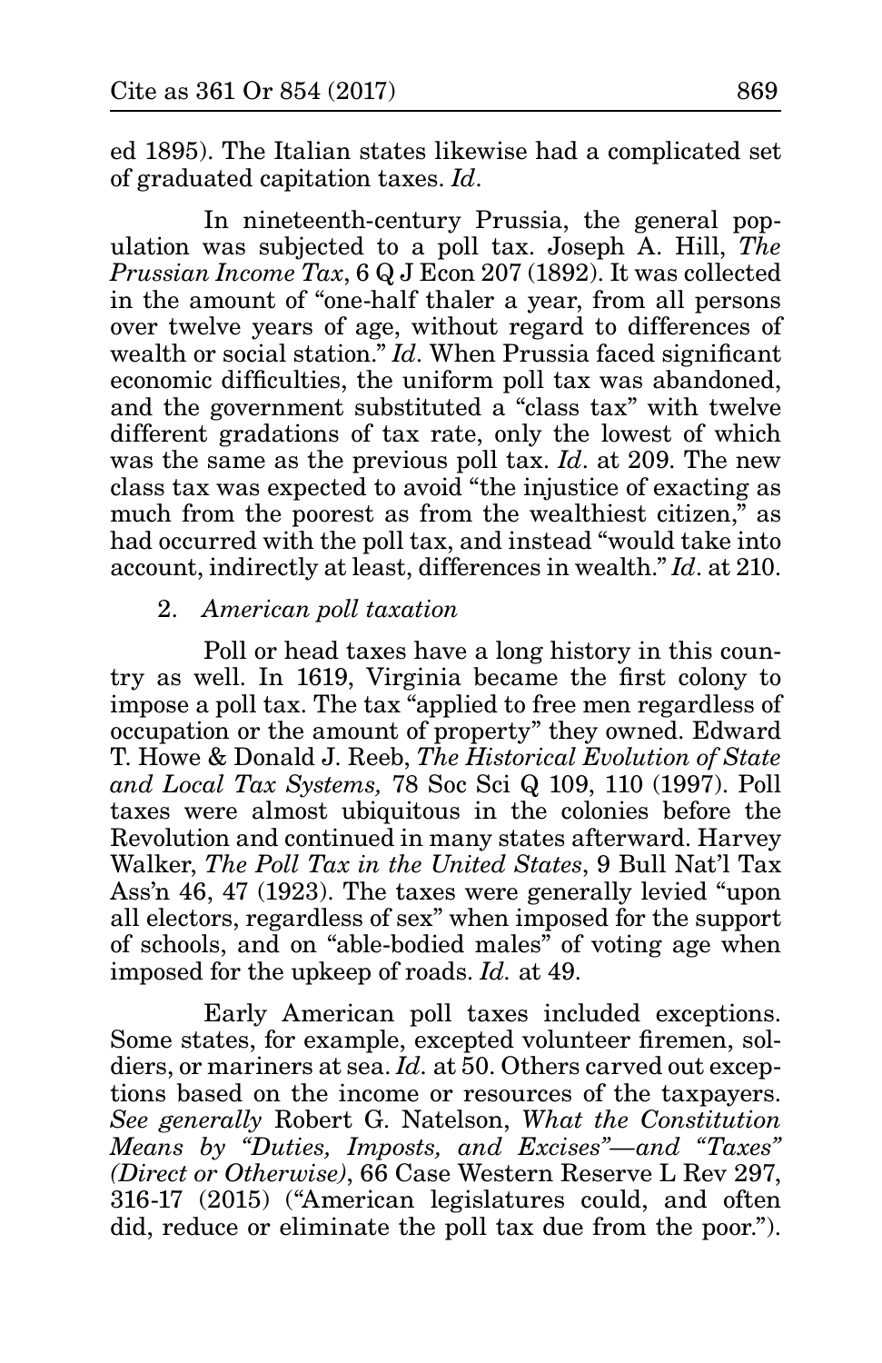ed 1895). The Italian states likewise had a complicated set of graduated capitation taxes. *Id*.

In nineteenth-century Prussia, the general population was subjected to a poll tax. Joseph A. Hill, *The Prussian Income Tax*, 6 Q J Econ 207 (1892). It was collected in the amount of "one-half thaler a year, from all persons over twelve years of age, without regard to differences of wealth or social station." *Id*. When Prussia faced significant economic difficulties, the uniform poll tax was abandoned, and the government substituted a "class tax" with twelve different gradations of tax rate, only the lowest of which was the same as the previous poll tax. *Id*. at 209. The new class tax was expected to avoid "the injustice of exacting as much from the poorest as from the wealthiest citizen," as had occurred with the poll tax, and instead "would take into account, indirectly at least, differences in wealth." *Id*. at 210.

2. *American poll taxation*

Poll or head taxes have a long history in this country as well. In 1619, Virginia became the first colony to impose a poll tax. The tax "applied to free men regardless of occupation or the amount of property" they owned. Edward T. Howe & Donald J. Reeb, *The Historical Evolution of State and Local Tax Systems,* 78 Soc Sci Q 109, 110 (1997). Poll taxes were almost ubiquitous in the colonies before the Revolution and continued in many states afterward. Harvey Walker, *The Poll Tax in the United States*, 9 Bull Nat'l Tax Ass'n 46, 47 (1923). The taxes were generally levied "upon all electors, regardless of sex" when imposed for the support of schools, and on "able-bodied males" of voting age when imposed for the upkeep of roads. *Id.* at 49.

Early American poll taxes included exceptions. Some states, for example, excepted volunteer firemen, soldiers, or mariners at sea. *Id.* at 50. Others carved out exceptions based on the income or resources of the taxpayers. *See generally* Robert G. Natelson, *What the Constitution Means by "Duties, Imposts, and Excises"—and "Taxes" (Direct or Otherwise)*, 66 Case Western Reserve L Rev 297, 316-17 (2015) ("American legislatures could, and often did, reduce or eliminate the poll tax due from the poor.").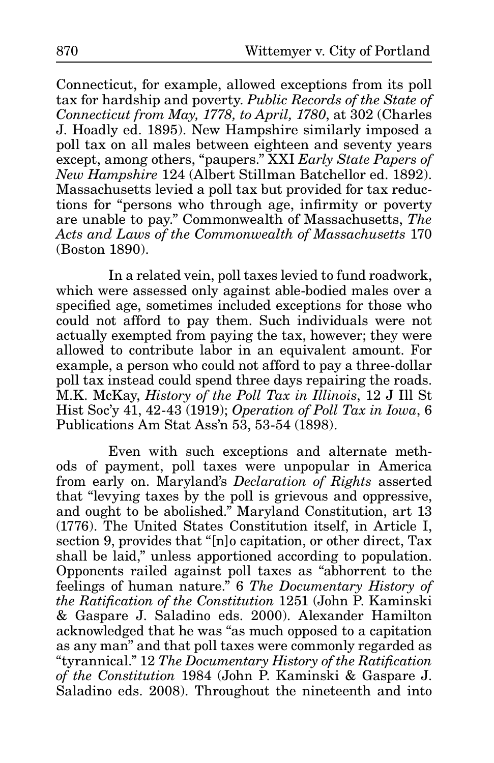Connecticut, for example, allowed exceptions from its poll tax for hardship and poverty. *Public Records of the State of Connecticut from May, 1778, to April, 1780*, at 302 (Charles J. Hoadly ed. 1895). New Hampshire similarly imposed a poll tax on all males between eighteen and seventy years except, among others, "paupers." XXI *Early State Papers of New Hampshire* 124 (Albert Stillman Batchellor ed. 1892). Massachusetts levied a poll tax but provided for tax reductions for "persons who through age, infirmity or poverty are unable to pay." Commonwealth of Massachusetts, *The Acts and Laws of the Commonwealth of Massachusetts* 170 (Boston 1890).

In a related vein, poll taxes levied to fund roadwork, which were assessed only against able-bodied males over a specified age, sometimes included exceptions for those who could not afford to pay them. Such individuals were not actually exempted from paying the tax, however; they were allowed to contribute labor in an equivalent amount. For example, a person who could not afford to pay a three-dollar poll tax instead could spend three days repairing the roads. M.K. McKay, *History of the Poll Tax in Illinois*, 12 J Ill St Hist Soc'y 41, 42-43 (1919); *Operation of Poll Tax in Iowa*, 6 Publications Am Stat Ass'n 53, 53-54 (1898).

Even with such exceptions and alternate methods of payment, poll taxes were unpopular in America from early on. Maryland's *Declaration of Rights* asserted that "levying taxes by the poll is grievous and oppressive, and ought to be abolished." Maryland Constitution, art 13 (1776). The United States Constitution itself, in Article I, section 9, provides that "[n]o capitation, or other direct, Tax shall be laid," unless apportioned according to population. Opponents railed against poll taxes as "abhorrent to the feelings of human nature." 6 *The Documentary History of the Ratification of the Constitution* 1251 (John P. Kaminski & Gaspare J. Saladino eds. 2000). Alexander Hamilton acknowledged that he was "as much opposed to a capitation as any man" and that poll taxes were commonly regarded as "tyrannical." 12 *The Documentary History of the Ratification of the Constitution* 1984 (John P. Kaminski & Gaspare J. Saladino eds. 2008). Throughout the nineteenth and into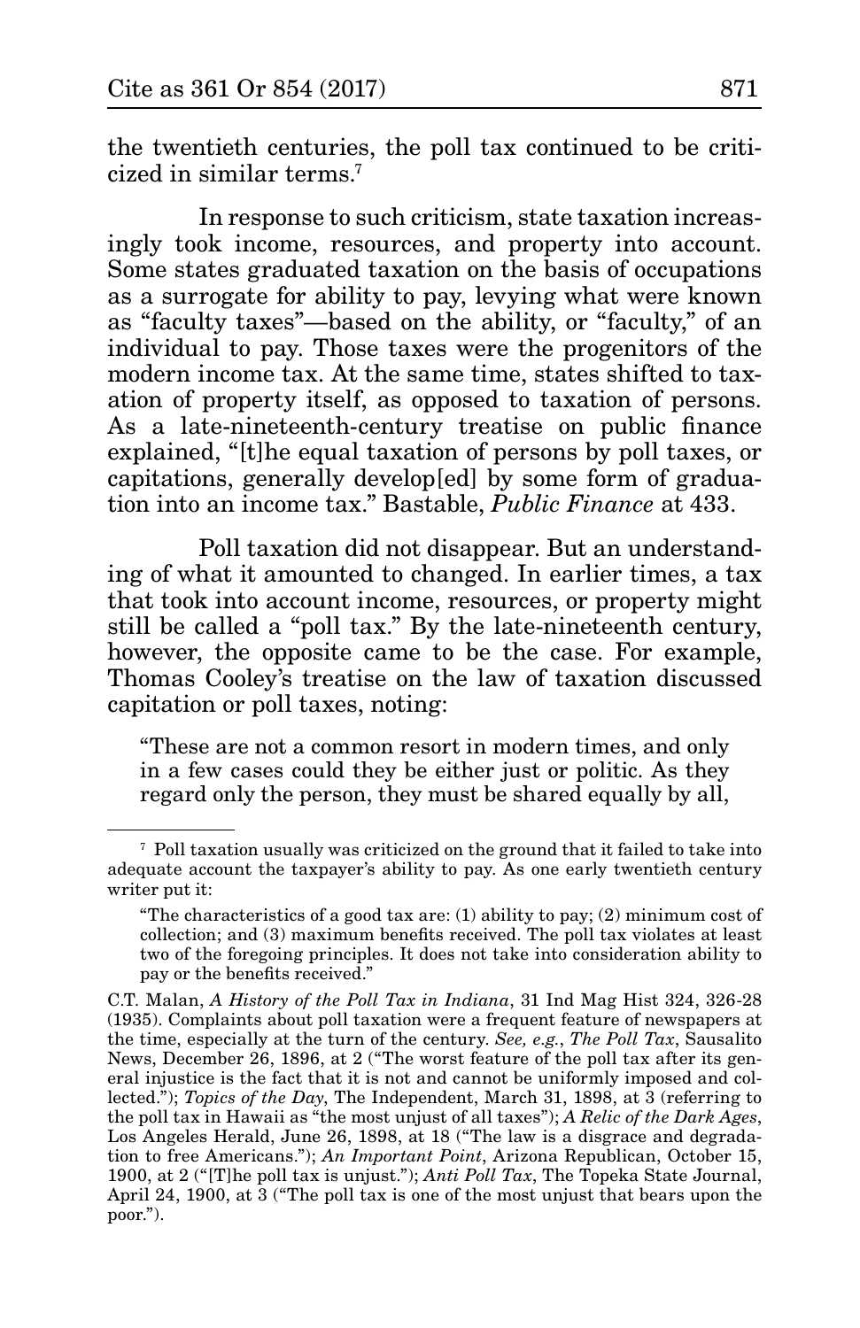the twentieth centuries, the poll tax continued to be criticized in similar terms.[7]

In response to such criticism, state taxation increasingly took income, resources, and property into account. Some states graduated taxation on the basis of occupations as a surrogate for ability to pay, levying what were known as "faculty taxes"—based on the ability, or "faculty," of an individual to pay. Those taxes were the progenitors of the modern income tax. At the same time, states shifted to taxation of property itself, as opposed to taxation of persons. As a late-nineteenth-century treatise on public finance explained, "[t]he equal taxation of persons by poll taxes, or capitations, generally develop[ed] by some form of graduation into an income tax." Bastable, *Public Finance* at 433.

Poll taxation did not disappear. But an understanding of what it amounted to changed. In earlier times, a tax that took into account income, resources, or property might still be called a "poll tax." By the late-nineteenth century, however, the opposite came to be the case. For example, Thomas Cooley's treatise on the law of taxation discussed capitation or poll taxes, noting:

> "These are not a common resort in modern times, and only in a few cases could they be either just or politic. As they regard only the person, they must be shared equally by all,

---

[7] Poll taxation usually was criticized on the ground that it failed to take into adequate account the taxpayer's ability to pay. As one early twentieth century writer put it:

> "The characteristics of a good tax are: (1) ability to pay; (2) minimum cost of collection; and (3) maximum benefits received. The poll tax violates at least two of the foregoing principles. It does not take into consideration ability to pay or the benefits received."

C.T. Malan, *A History of the Poll Tax in Indiana*, 31 Ind Mag Hist 324, 326-28 (1935). Complaints about poll taxation were a frequent feature of newspapers at the time, especially at the turn of the century. *See, e.g.*, *The Poll Tax*, Sausalito News, December 26, 1896, at 2 ("The worst feature of the poll tax after its general injustice is the fact that it is not and cannot be uniformly imposed and collected."); *Topics of the Day*, The Independent, March 31, 1898, at 3 (referring to the poll tax in Hawaii as "the most unjust of all taxes"); *A Relic of the Dark Ages*, Los Angeles Herald, June 26, 1898, at 18 ("The law is a disgrace and degradation to free Americans."); *An Important Point*, Arizona Republican, October 15, 1900, at 2 ("[T]he poll tax is unjust."); *Anti Poll Tax*, The Topeka State Journal, April 24, 1900, at 3 ("The poll tax is one of the most unjust that bears upon the poor.").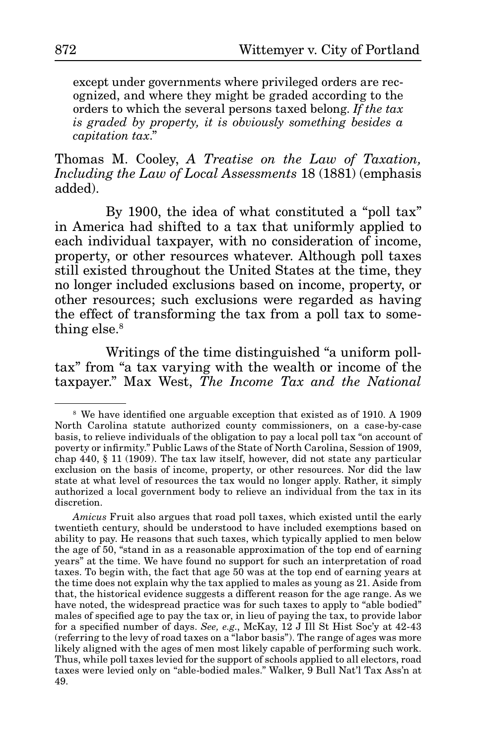> except under governments where privileged orders are recognized, and where they might be graded according to the orders to which the several persons taxed belong. *If the tax is graded by property, it is obviously something besides a capitation tax*."

Thomas M. Cooley, *A Treatise on the Law of Taxation, Including the Law of Local Assessments* 18 (1881) (emphasis added).

By 1900, the idea of what constituted a "poll tax" in America had shifted to a tax that uniformly applied to each individual taxpayer, with no consideration of income, property, or other resources whatever. Although poll taxes still existed throughout the United States at the time, they no longer included exclusions based on income, property, or other resources; such exclusions were regarded as having the effect of transforming the tax from a poll tax to something else.[8]

Writings of the time distinguished "a uniform poll-tax" from "a tax varying with the wealth or income of the taxpayer." Max West, *The Income Tax and the National*

---

[8] We have identified one arguable exception that existed as of 1910. A 1909 North Carolina statute authorized county commissioners, on a case-by-case basis, to relieve individuals of the obligation to pay a local poll tax "on account of poverty or infirmity." Public Laws of the State of North Carolina, Session of 1909, chap 440, § 11 (1909). The tax law itself, however, did not state any particular exclusion on the basis of income, property, or other resources. Nor did the law state at what level of resources the tax would no longer apply. Rather, it simply authorized a local government body to relieve an individual from the tax in its discretion.

*Amicus* Fruit also argues that road poll taxes, which existed until the early twentieth century, should be understood to have included exemptions based on ability to pay. He reasons that such taxes, which typically applied to men below the age of 50, "stand in as a reasonable approximation of the top end of earning years" at the time. We have found no support for such an interpretation of road taxes. To begin with, the fact that age 50 was at the top end of earning years at the time does not explain why the tax applied to males as young as 21. Aside from that, the historical evidence suggests a different reason for the age range. As we have noted, the widespread practice was for such taxes to apply to "able bodied" males of specified age to pay the tax or, in lieu of paying the tax, to provide labor for a specified number of days. *See, e.g.*, McKay, 12 J Ill St Hist Soc'y at 42-43 (referring to the levy of road taxes on a "labor basis"). The range of ages was more likely aligned with the ages of men most likely capable of performing such work. Thus, while poll taxes levied for the support of schools applied to all electors, road taxes were levied only on "able-bodied males." Walker, 9 Bull Nat'l Tax Ass'n at 49.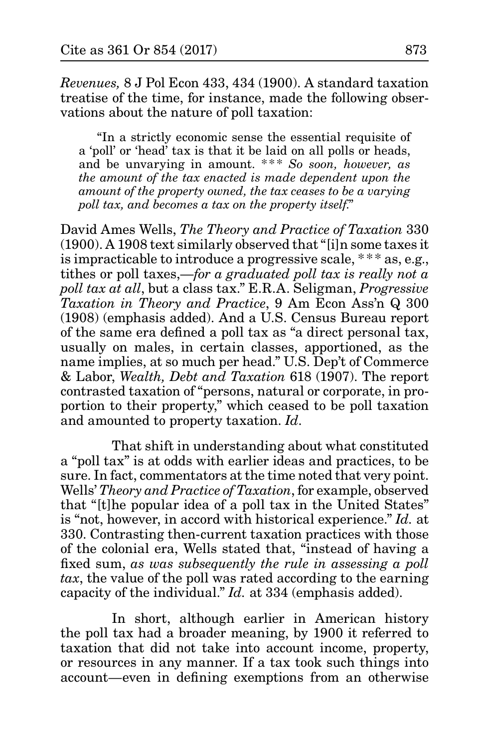*Revenues,* 8 J Pol Econ 433, 434 (1900). A standard taxation treatise of the time, for instance, made the following observations about the nature of poll taxation:

> "In a strictly economic sense the essential requisite of a 'poll' or 'head' tax is that it be laid on all polls or heads, and be unvarying in amount. \*\*\* *So soon, however, as the amount of the tax enacted is made dependent upon the amount of the property owned, the tax ceases to be a varying poll tax, and becomes a tax on the property itself.*"

David Ames Wells, *The Theory and Practice of Taxation* 330 (1900). A 1908 text similarly observed that "[i]n some taxes it is impracticable to introduce a progressive scale, \*\*\* as, e.g., tithes or poll taxes,—*for a graduated poll tax is really not a poll tax at all*, but a class tax." E.R.A. Seligman, *Progressive Taxation in Theory and Practice*, 9 Am Econ Ass'n Q 300 (1908) (emphasis added). And a U.S. Census Bureau report of the same era defined a poll tax as "a direct personal tax, usually on males, in certain classes, apportioned, as the name implies, at so much per head." U.S. Dep't of Commerce & Labor, *Wealth, Debt and Taxation* 618 (1907). The report contrasted taxation of "persons, natural or corporate, in proportion to their property," which ceased to be poll taxation and amounted to property taxation. *Id*.

That shift in understanding about what constituted a "poll tax" is at odds with earlier ideas and practices, to be sure. In fact, commentators at the time noted that very point. Wells' *Theory and Practice of Taxation*, for example, observed that "[t]he popular idea of a poll tax in the United States" is "not, however, in accord with historical experience." *Id.* at 330. Contrasting then-current taxation practices with those of the colonial era, Wells stated that, "instead of having a fixed sum, *as was subsequently the rule in assessing a poll tax*, the value of the poll was rated according to the earning capacity of the individual." *Id.* at 334 (emphasis added).

In short, although earlier in American history the poll tax had a broader meaning, by 1900 it referred to taxation that did not take into account income, property, or resources in any manner. If a tax took such things into account—even in defining exemptions from an otherwise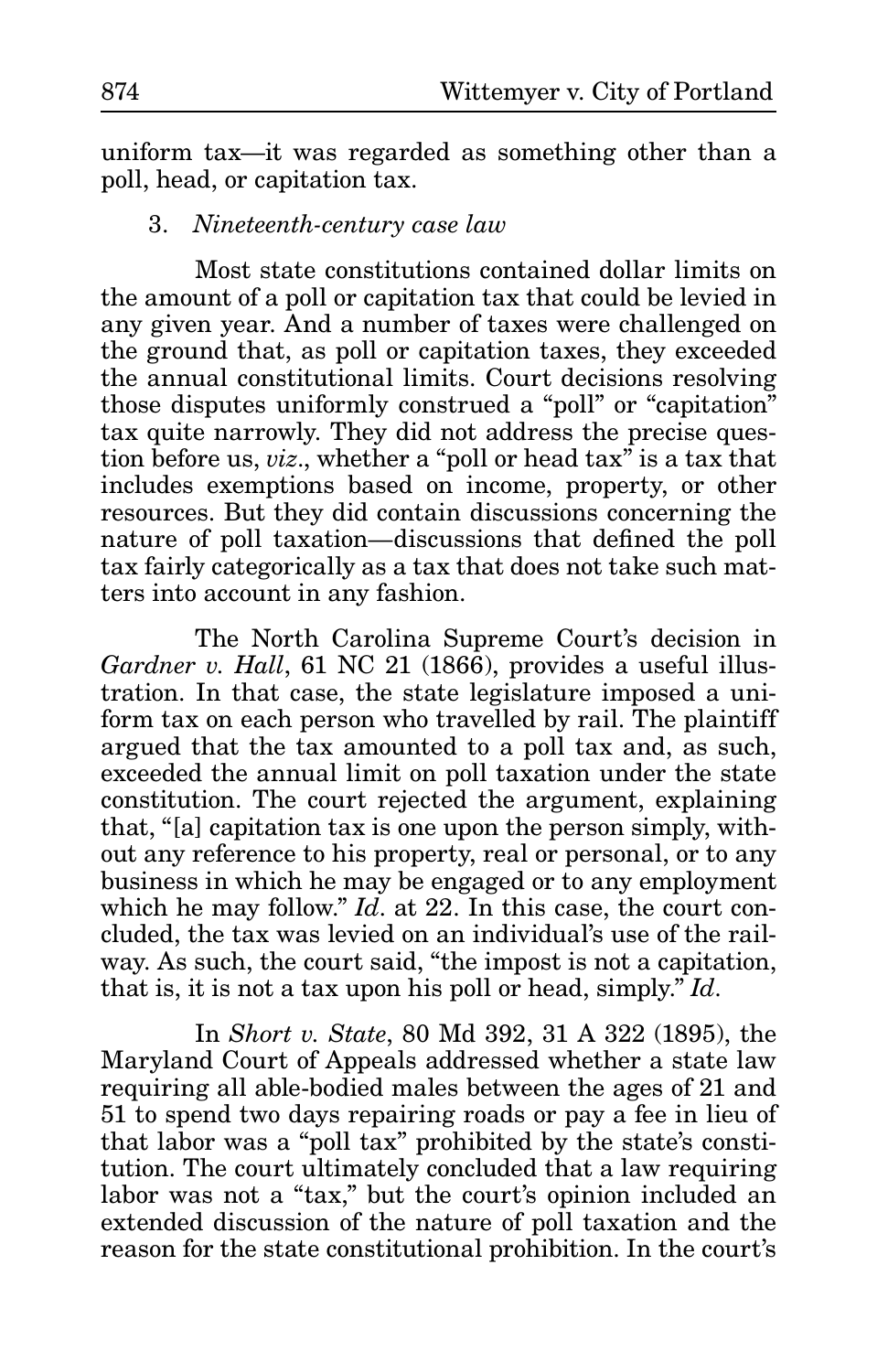uniform tax—it was regarded as something other than a poll, head, or capitation tax.

3. *Nineteenth-century case law*

Most state constitutions contained dollar limits on the amount of a poll or capitation tax that could be levied in any given year. And a number of taxes were challenged on the ground that, as poll or capitation taxes, they exceeded the annual constitutional limits. Court decisions resolving those disputes uniformly construed a "poll" or "capitation" tax quite narrowly. They did not address the precise question before us, *viz*., whether a "poll or head tax" is a tax that includes exemptions based on income, property, or other resources. But they did contain discussions concerning the nature of poll taxation—discussions that defined the poll tax fairly categorically as a tax that does not take such matters into account in any fashion.

The North Carolina Supreme Court's decision in *Gardner v. Hall*, 61 NC 21 (1866), provides a useful illustration. In that case, the state legislature imposed a uniform tax on each person who travelled by rail. The plaintiff argued that the tax amounted to a poll tax and, as such, exceeded the annual limit on poll taxation under the state constitution. The court rejected the argument, explaining that, "[a] capitation tax is one upon the person simply, without any reference to his property, real or personal, or to any business in which he may be engaged or to any employment which he may follow." *Id*. at 22. In this case, the court concluded, the tax was levied on an individual's use of the railway. As such, the court said, "the impost is not a capitation, that is, it is not a tax upon his poll or head, simply." *Id*.

In *Short v. State*, 80 Md 392, 31 A 322 (1895), the Maryland Court of Appeals addressed whether a state law requiring all able-bodied males between the ages of 21 and 51 to spend two days repairing roads or pay a fee in lieu of that labor was a "poll tax" prohibited by the state's constitution. The court ultimately concluded that a law requiring labor was not a "tax," but the court's opinion included an extended discussion of the nature of poll taxation and the reason for the state constitutional prohibition. In the court's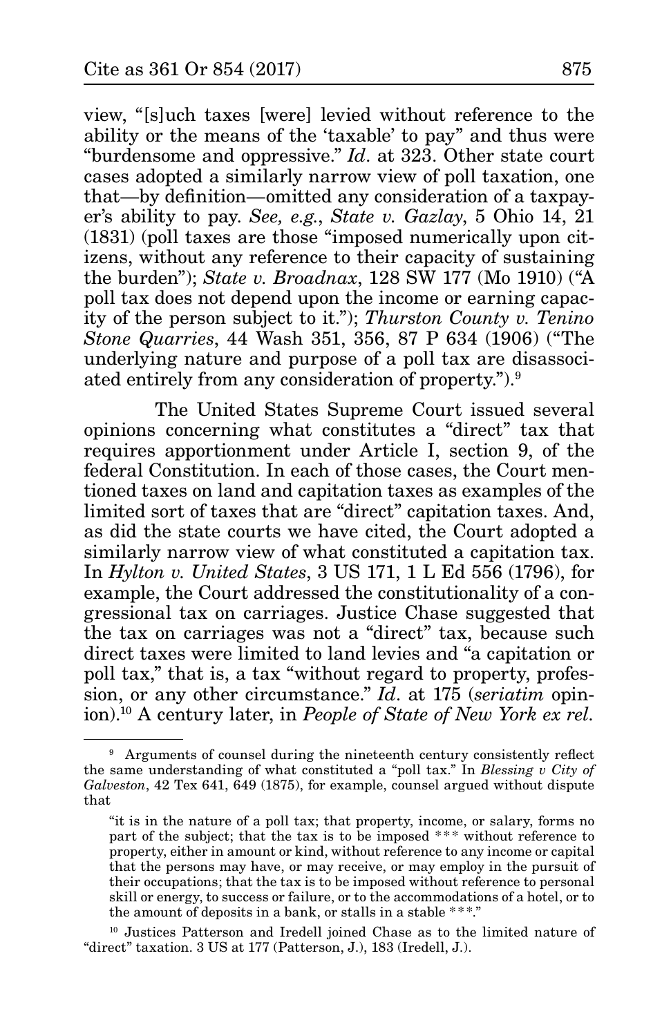view, "[s]uch taxes [were] levied without reference to the ability or the means of the 'taxable' to pay" and thus were "burdensome and oppressive." *Id.* at 323. Other state court cases adopted a similarly narrow view of poll taxation, one that—by definition—omitted any consideration of a taxpayer's ability to pay. *See, e.g.*, *State v. Gazlay*, 5 Ohio 14, 21 (1831) (poll taxes are those "imposed numerically upon citizens, without any reference to their capacity of sustaining the burden"); *State v. Broadnax*, 128 SW 177 (Mo 1910) ("A poll tax does not depend upon the income or earning capacity of the person subject to it."); *Thurston County v. Tenino Stone Quarries*, 44 Wash 351, 356, 87 P 634 (1906) ("The underlying nature and purpose of a poll tax are disassociated entirely from any consideration of property.").[9]

The United States Supreme Court issued several opinions concerning what constitutes a "direct" tax that requires apportionment under Article I, section 9, of the federal Constitution. In each of those cases, the Court mentioned taxes on land and capitation taxes as examples of the limited sort of taxes that are "direct" capitation taxes. And, as did the state courts we have cited, the Court adopted a similarly narrow view of what constituted a capitation tax. In *Hylton v. United States*, 3 US 171, 1 L Ed 556 (1796), for example, the Court addressed the constitutionality of a congressional tax on carriages. Justice Chase suggested that the tax on carriages was not a "direct" tax, because such direct taxes were limited to land levies and "a capitation or poll tax," that is, a tax "without regard to property, profession, or any other circumstance." *Id.* at 175 (*seriatim* opinion).[10] A century later, in *People of State of New York ex rel.*

---

[9] Arguments of counsel during the nineteenth century consistently reflect the same understanding of what constituted a "poll tax." In *Blessing v City of Galveston*, 42 Tex 641, 649 (1875), for example, counsel argued without dispute that

> "it is in the nature of a poll tax; that property, income, or salary, forms no part of the subject; that the tax is to be imposed *** without reference to property, either in amount or kind, without reference to any income or capital that the persons may have, or may receive, or may employ in the pursuit of their occupations; that the tax is to be imposed without reference to personal skill or energy, to success or failure, or to the accommodations of a hotel, or to the amount of deposits in a bank, or stalls in a stable ***."

[10] Justices Patterson and Iredell joined Chase as to the limited nature of "direct" taxation. 3 US at 177 (Patterson, J.), 183 (Iredell, J.).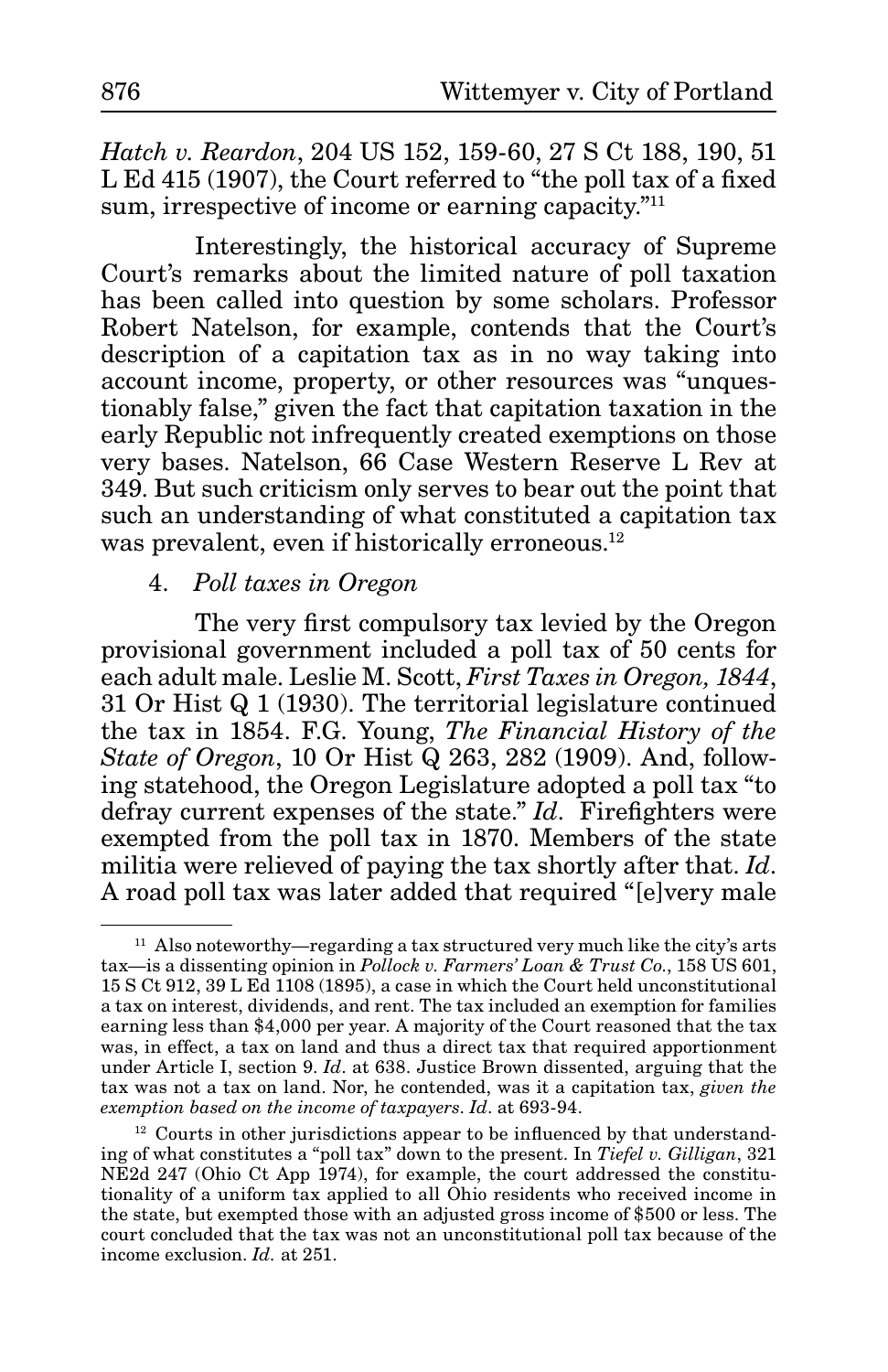*Hatch v. Reardon*, 204 US 152, 159-60, 27 S Ct 188, 190, 51 L Ed 415 (1907), the Court referred to "the poll tax of a fixed sum, irrespective of income or earning capacity."[11]

Interestingly, the historical accuracy of Supreme Court's remarks about the limited nature of poll taxation has been called into question by some scholars. Professor Robert Natelson, for example, contends that the Court's description of a capitation tax as in no way taking into account income, property, or other resources was "unquestionably false," given the fact that capitation taxation in the early Republic not infrequently created exemptions on those very bases. Natelson, 66 Case Western Reserve L Rev at 349. But such criticism only serves to bear out the point that such an understanding of what constituted a capitation tax was prevalent, even if historically erroneous.[12]

4. *Poll taxes in Oregon*

The very first compulsory tax levied by the Oregon provisional government included a poll tax of 50 cents for each adult male. Leslie M. Scott, *First Taxes in Oregon, 1844*, 31 Or Hist Q 1 (1930). The territorial legislature continued the tax in 1854. F.G. Young, *The Financial History of the State of Oregon*, 10 Or Hist Q 263, 282 (1909). And, following statehood, the Oregon Legislature adopted a poll tax "to defray current expenses of the state." *Id*. Firefighters were exempted from the poll tax in 1870. Members of the state militia were relieved of paying the tax shortly after that. *Id*. A road poll tax was later added that required "[e]very male

---

[11] Also noteworthy—regarding a tax structured very much like the city's arts tax—is a dissenting opinion in *Pollock v. Farmers' Loan & Trust Co.*, 158 US 601, 15 S Ct 912, 39 L Ed 1108 (1895), a case in which the Court held unconstitutional a tax on interest, dividends, and rent. The tax included an exemption for families earning less than $4,000 per year. A majority of the Court reasoned that the tax was, in effect, a tax on land and thus a direct tax that required apportionment under Article I, section 9. *Id*. at 638. Justice Brown dissented, arguing that the tax was not a tax on land. Nor, he contended, was it a capitation tax, *given the exemption based on the income of taxpayers*. *Id*. at 693-94.

[12] Courts in other jurisdictions appear to be influenced by that understanding of what constitutes a "poll tax" down to the present. In *Tiefel v. Gilligan*, 321 NE2d 247 (Ohio Ct App 1974), for example, the court addressed the constitutionality of a uniform tax applied to all Ohio residents who received income in the state, but exempted those with an adjusted gross income of $500 or less. The court concluded that the tax was not an unconstitutional poll tax because of the income exclusion. *Id*. at 251.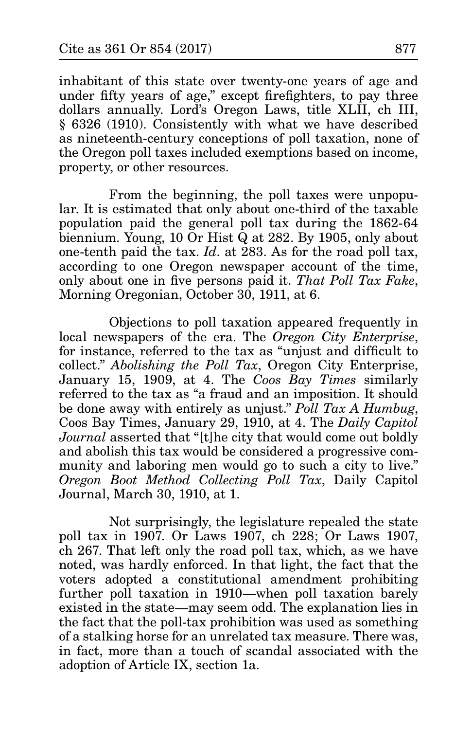inhabitant of this state over twenty-one years of age and under fifty years of age," except firefighters, to pay three dollars annually. Lord's Oregon Laws, title XLII, ch III, § 6326 (1910). Consistently with what we have described as nineteenth-century conceptions of poll taxation, none of the Oregon poll taxes included exemptions based on income, property, or other resources.

From the beginning, the poll taxes were unpopular. It is estimated that only about one-third of the taxable population paid the general poll tax during the 1862-64 biennium. Young, 10 Or Hist Q at 282. By 1905, only about one-tenth paid the tax. *Id.* at 283. As for the road poll tax, according to one Oregon newspaper account of the time, only about one in five persons paid it. *That Poll Tax Fake*, Morning Oregonian, October 30, 1911, at 6.

Objections to poll taxation appeared frequently in local newspapers of the era. The *Oregon City Enterprise*, for instance, referred to the tax as "unjust and difficult to collect." *Abolishing the Poll Tax*, Oregon City Enterprise, January 15, 1909, at 4. The *Coos Bay Times* similarly referred to the tax as "a fraud and an imposition. It should be done away with entirely as unjust." *Poll Tax A Humbug*, Coos Bay Times, January 29, 1910, at 4. The *Daily Capitol Journal* asserted that "[t]he city that would come out boldly and abolish this tax would be considered a progressive community and laboring men would go to such a city to live." *Oregon Boot Method Collecting Poll Tax*, Daily Capitol Journal, March 30, 1910, at 1.

Not surprisingly, the legislature repealed the state poll tax in 1907. Or Laws 1907, ch 228; Or Laws 1907, ch 267. That left only the road poll tax, which, as we have noted, was hardly enforced. In that light, the fact that the voters adopted a constitutional amendment prohibiting further poll taxation in 1910—when poll taxation barely existed in the state—may seem odd. The explanation lies in the fact that the poll-tax prohibition was used as something of a stalking horse for an unrelated tax measure. There was, in fact, more than a touch of scandal associated with the adoption of Article IX, section 1a.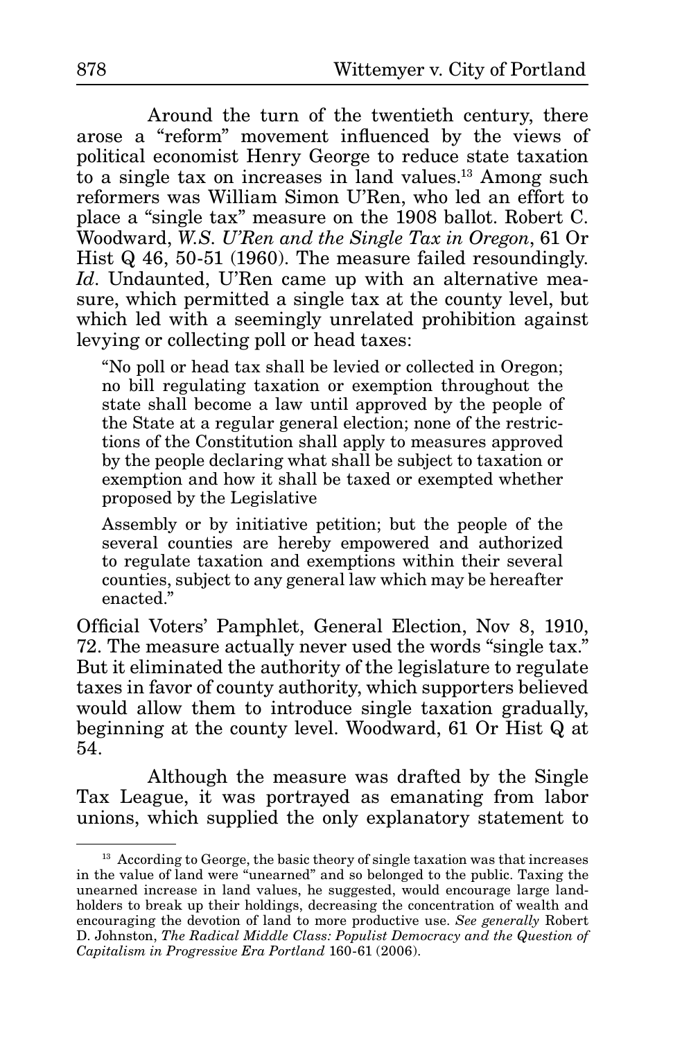Around the turn of the twentieth century, there arose a "reform" movement influenced by the views of political economist Henry George to reduce state taxation to a single tax on increases in land values.[13] Among such reformers was William Simon U'Ren, who led an effort to place a "single tax" measure on the 1908 ballot. Robert C. Woodward, *W.S. U'Ren and the Single Tax in Oregon*, 61 Or Hist Q 46, 50-51 (1960). The measure failed resoundingly. *Id*. Undaunted, U'Ren came up with an alternative measure, which permitted a single tax at the county level, but which led with a seemingly unrelated prohibition against levying or collecting poll or head taxes:

> "No poll or head tax shall be levied or collected in Oregon; no bill regulating taxation or exemption throughout the state shall become a law until approved by the people of the State at a regular general election; none of the restrictions of the Constitution shall apply to measures approved by the people declaring what shall be subject to taxation or exemption and how it shall be taxed or exempted whether proposed by the Legislative
>
> Assembly or by initiative petition; but the people of the several counties are hereby empowered and authorized to regulate taxation and exemptions within their several counties, subject to any general law which may be hereafter enacted."

Official Voters' Pamphlet, General Election, Nov 8, 1910, 72. The measure actually never used the words "single tax." But it eliminated the authority of the legislature to regulate taxes in favor of county authority, which supporters believed would allow them to introduce single taxation gradually, beginning at the county level. Woodward, 61 Or Hist Q at 54.

Although the measure was drafted by the Single Tax League, it was portrayed as emanating from labor unions, which supplied the only explanatory statement to

---

[13] According to George, the basic theory of single taxation was that increases in the value of land were "unearned" and so belonged to the public. Taxing the unearned increase in land values, he suggested, would encourage large landholders to break up their holdings, decreasing the concentration of wealth and encouraging the devotion of land to more productive use. *See generally* Robert D. Johnston, *The Radical Middle Class: Populist Democracy and the Question of Capitalism in Progressive Era Portland* 160-61 (2006).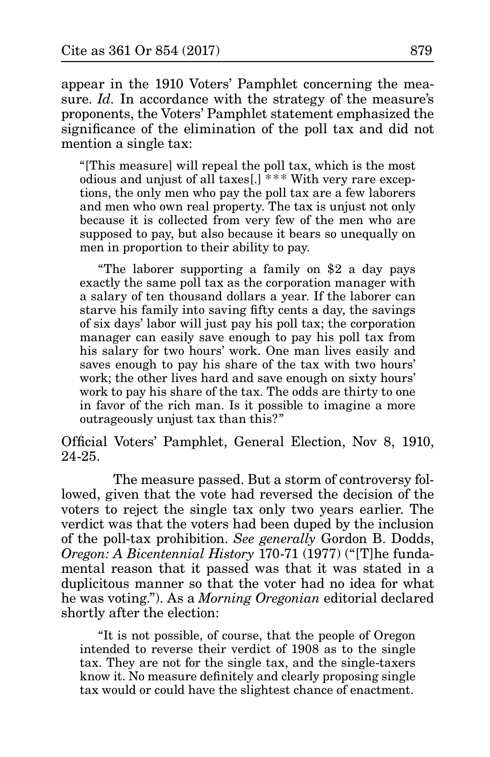appear in the 1910 Voters' Pamphlet concerning the measure. *Id.* In accordance with the strategy of the measure's proponents, the Voters' Pamphlet statement emphasized the significance of the elimination of the poll tax and did not mention a single tax:

> "[This measure] will repeal the poll tax, which is the most odious and unjust of all taxes[.] \*\*\* With very rare exceptions, the only men who pay the poll tax are a few laborers and men who own real property. The tax is unjust not only because it is collected from very few of the men who are supposed to pay, but also because it bears so unequally on men in proportion to their ability to pay.
>
> "The laborer supporting a family on $2 a day pays exactly the same poll tax as the corporation manager with a salary of ten thousand dollars a year. If the laborer can starve his family into saving fifty cents a day, the savings of six days' labor will just pay his poll tax; the corporation manager can easily save enough to pay his poll tax from his salary for two hours' work. One man lives easily and saves enough to pay his share of the tax with two hours' work; the other lives hard and save enough on sixty hours' work to pay his share of the tax. The odds are thirty to one in favor of the rich man. Is it possible to imagine a more outrageously unjust tax than this?"

Official Voters' Pamphlet, General Election, Nov 8, 1910, 24-25.

The measure passed. But a storm of controversy followed, given that the vote had reversed the decision of the voters to reject the single tax only two years earlier. The verdict was that the voters had been duped by the inclusion of the poll-tax prohibition. *See generally* Gordon B. Dodds, *Oregon: A Bicentennial History* 170-71 (1977) ("[T]he fundamental reason that it passed was that it was stated in a duplicitous manner so that the voter had no idea for what he was voting."). As a *Morning Oregonian* editorial declared shortly after the election:

> "It is not possible, of course, that the people of Oregon intended to reverse their verdict of 1908 as to the single tax. They are not for the single tax, and the single-taxers know it. No measure definitely and clearly proposing single tax would or could have the slightest chance of enactment.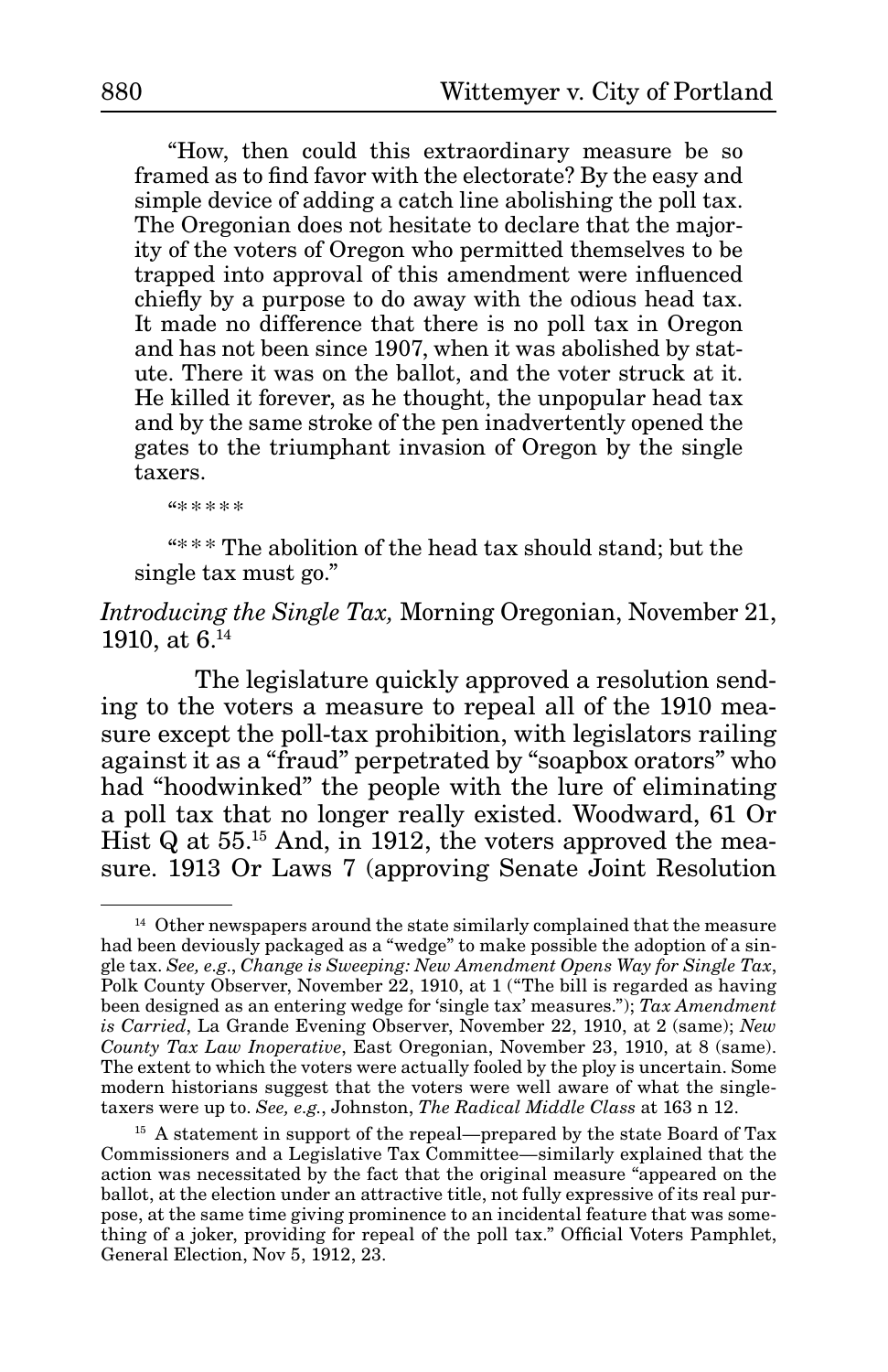"How, then could this extraordinary measure be so framed as to find favor with the electorate? By the easy and simple device of adding a catch line abolishing the poll tax. The Oregonian does not hesitate to declare that the majority of the voters of Oregon who permitted themselves to be trapped into approval of this amendment were influenced chiefly by a purpose to do away with the odious head tax. It made no difference that there is no poll tax in Oregon and has not been since 1907, when it was abolished by statute. There it was on the ballot, and the voter struck at it. He killed it forever, as he thought, the unpopular head tax and by the same stroke of the pen inadvertently opened the gates to the triumphant invasion of Oregon by the single taxers.

"* * * * *

"* * * The abolition of the head tax should stand; but the single tax must go."

*Introducing the Single Tax,* Morning Oregonian, November 21, 1910, at 6.[14]

The legislature quickly approved a resolution sending to the voters a measure to repeal all of the 1910 measure except the poll-tax prohibition, with legislators railing against it as a "fraud" perpetrated by "soapbox orators" who had "hoodwinked" the people with the lure of eliminating a poll tax that no longer really existed. Woodward, 61 Or Hist Q at 55.[15] And, in 1912, the voters approved the measure. 1913 Or Laws 7 (approving Senate Joint Resolution

---

[14] Other newspapers around the state similarly complained that the measure had been deviously packaged as a "wedge" to make possible the adoption of a single tax. *See, e.g.*, *Change is Sweeping: New Amendment Opens Way for Single Tax*, Polk County Observer, November 22, 1910, at 1 ("The bill is regarded as having been designed as an entering wedge for 'single tax' measures."); *Tax Amendment is Carried*, La Grande Evening Observer, November 22, 1910, at 2 (same); *New County Tax Law Inoperative*, East Oregonian, November 23, 1910, at 8 (same). The extent to which the voters were actually fooled by the ploy is uncertain. Some modern historians suggest that the voters were well aware of what the single-taxers were up to. *See, e.g.*, Johnston, *The Radical Middle Class* at 163 n 12.

[15] A statement in support of the repeal—prepared by the state Board of Tax Commissioners and a Legislative Tax Committee—similarly explained that the action was necessitated by the fact that the original measure "appeared on the ballot, at the election under an attractive title, not fully expressive of its real purpose, at the same time giving prominence to an incidental feature that was something of a joker, providing for repeal of the poll tax." Official Voters Pamphlet, General Election, Nov 5, 1912, 23.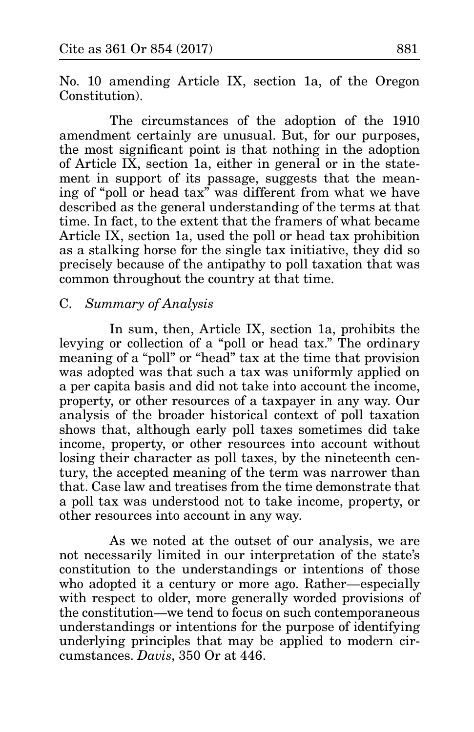No. 10 amending Article IX, section 1a, of the Oregon Constitution).

The circumstances of the adoption of the 1910 amendment certainly are unusual. But, for our purposes, the most significant point is that nothing in the adoption of Article IX, section 1a, either in general or in the statement in support of its passage, suggests that the meaning of "poll or head tax" was different from what we have described as the general understanding of the terms at that time. In fact, to the extent that the framers of what became Article IX, section 1a, used the poll or head tax prohibition as a stalking horse for the single tax initiative, they did so precisely because of the antipathy to poll taxation that was common throughout the country at that time.

### C. *Summary of Analysis*

In sum, then, Article IX, section 1a, prohibits the levying or collection of a "poll or head tax." The ordinary meaning of a "poll" or "head" tax at the time that provision was adopted was that such a tax was uniformly applied on a per capita basis and did not take into account the income, property, or other resources of a taxpayer in any way. Our analysis of the broader historical context of poll taxation shows that, although early poll taxes sometimes did take income, property, or other resources into account without losing their character as poll taxes, by the nineteenth century, the accepted meaning of the term was narrower than that. Case law and treatises from the time demonstrate that a poll tax was understood not to take income, property, or other resources into account in any way.

As we noted at the outset of our analysis, we are not necessarily limited in our interpretation of the state's constitution to the understandings or intentions of those who adopted it a century or more ago. Rather—especially with respect to older, more generally worded provisions of the constitution—we tend to focus on such contemporaneous understandings or intentions for the purpose of identifying underlying principles that may be applied to modern circumstances. *Davis*, 350 Or at 446.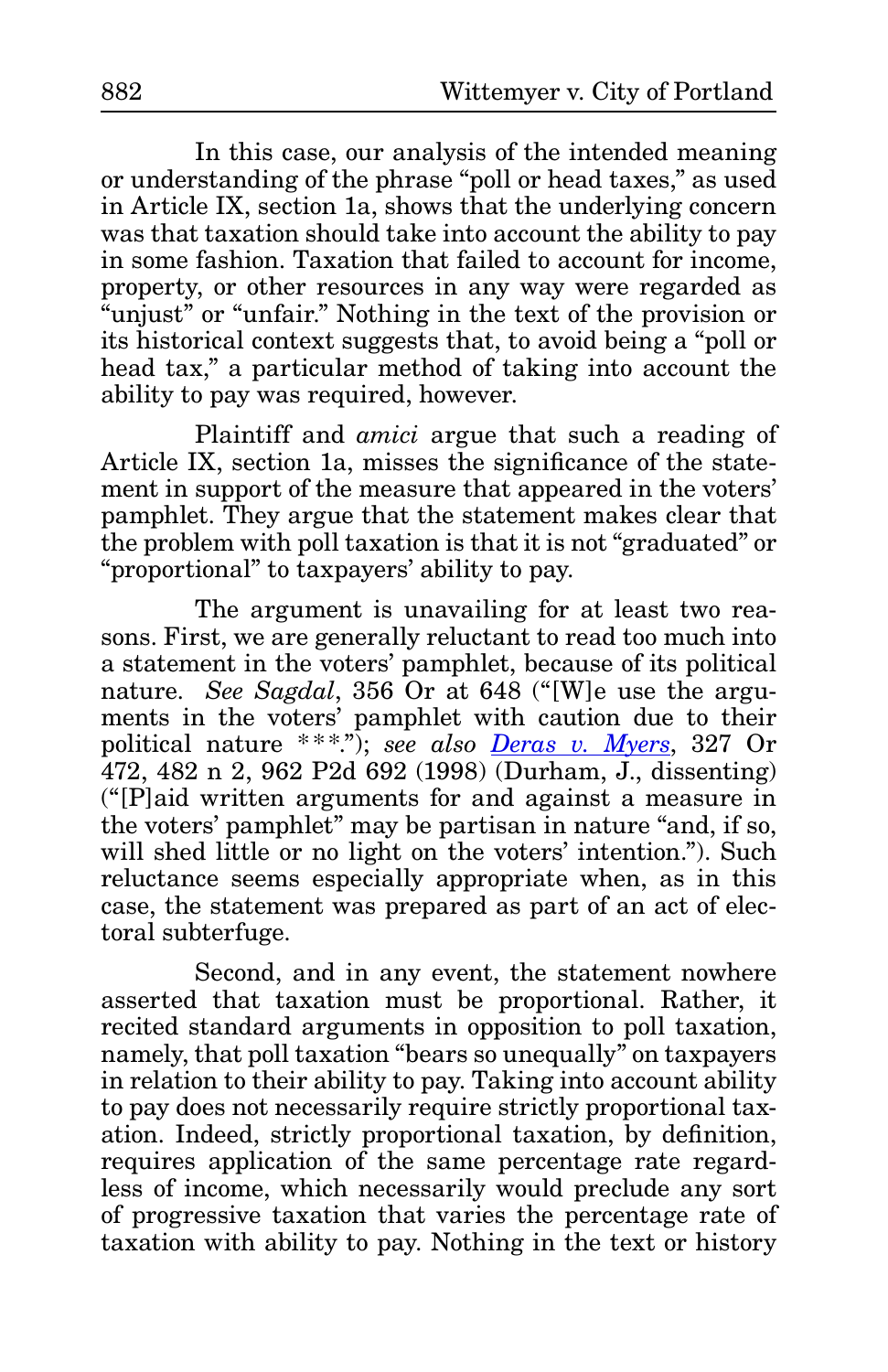In this case, our analysis of the intended meaning or understanding of the phrase "poll or head taxes," as used in Article IX, section 1a, shows that the underlying concern was that taxation should take into account the ability to pay in some fashion. Taxation that failed to account for income, property, or other resources in any way were regarded as "unjust" or "unfair." Nothing in the text of the provision or its historical context suggests that, to avoid being a "poll or head tax," a particular method of taking into account the ability to pay was required, however.

Plaintiff and *amici* argue that such a reading of Article IX, section 1a, misses the significance of the statement in support of the measure that appeared in the voters' pamphlet. They argue that the statement makes clear that the problem with poll taxation is that it is not "graduated" or "proportional" to taxpayers' ability to pay.

The argument is unavailing for at least two reasons. First, we are generally reluctant to read too much into a statement in the voters' pamphlet, because of its political nature. *See Sagdal*, 356 Or at 648 ("[W]e use the arguments in the voters' pamphlet with caution due to their political nature \*\*\*."); *see also Deras v. Myers*, 327 Or 472, 482 n 2, 962 P2d 692 (1998) (Durham, J., dissenting) ("[P]aid written arguments for and against a measure in the voters' pamphlet" may be partisan in nature "and, if so, will shed little or no light on the voters' intention."). Such reluctance seems especially appropriate when, as in this case, the statement was prepared as part of an act of electoral subterfuge.

Second, and in any event, the statement nowhere asserted that taxation must be proportional. Rather, it recited standard arguments in opposition to poll taxation, namely, that poll taxation "bears so unequally" on taxpayers in relation to their ability to pay. Taking into account ability to pay does not necessarily require strictly proportional taxation. Indeed, strictly proportional taxation, by definition, requires application of the same percentage rate regardless of income, which necessarily would preclude any sort of progressive taxation that varies the percentage rate of taxation with ability to pay. Nothing in the text or history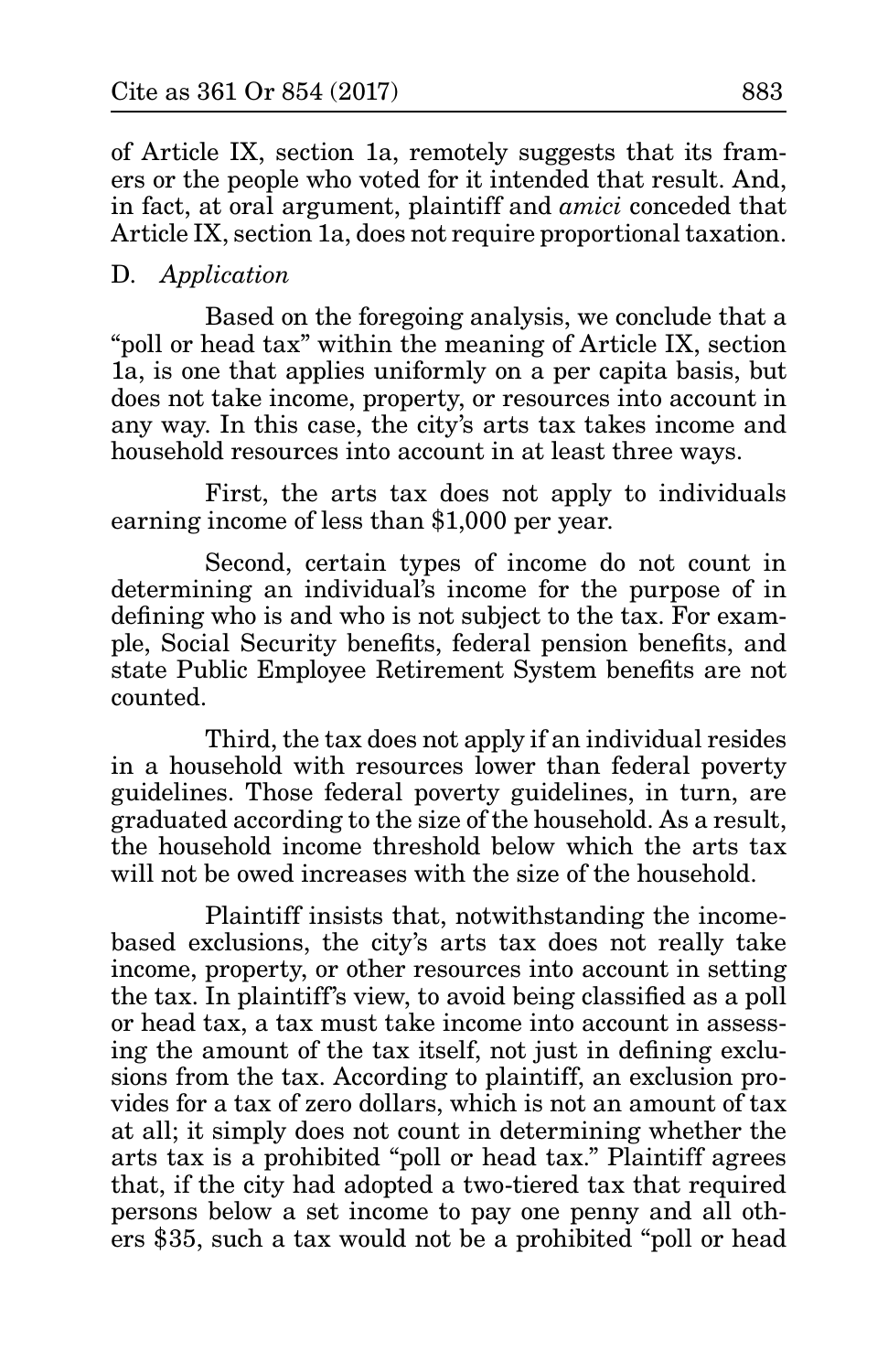of Article IX, section 1a, remotely suggests that its framers or the people who voted for it intended that result. And, in fact, at oral argument, plaintiff and *amici* conceded that Article IX, section 1a, does not require proportional taxation.

D. *Application*

Based on the foregoing analysis, we conclude that a "poll or head tax" within the meaning of Article IX, section 1a, is one that applies uniformly on a per capita basis, but does not take income, property, or resources into account in any way. In this case, the city's arts tax takes income and household resources into account in at least three ways.

First, the arts tax does not apply to individuals earning income of less than $1,000 per year.

Second, certain types of income do not count in determining an individual's income for the purpose of in defining who is and who is not subject to the tax. For example, Social Security benefits, federal pension benefits, and state Public Employee Retirement System benefits are not counted.

Third, the tax does not apply if an individual resides in a household with resources lower than federal poverty guidelines. Those federal poverty guidelines, in turn, are graduated according to the size of the household. As a result, the household income threshold below which the arts tax will not be owed increases with the size of the household.

Plaintiff insists that, notwithstanding the income-based exclusions, the city's arts tax does not really take income, property, or other resources into account in setting the tax. In plaintiff's view, to avoid being classified as a poll or head tax, a tax must take income into account in assessing the amount of the tax itself, not just in defining exclusions from the tax. According to plaintiff, an exclusion provides for a tax of zero dollars, which is not an amount of tax at all; it simply does not count in determining whether the arts tax is a prohibited "poll or head tax." Plaintiff agrees that, if the city had adopted a two-tiered tax that required persons below a set income to pay one penny and all others $35, such a tax would not be a prohibited "poll or head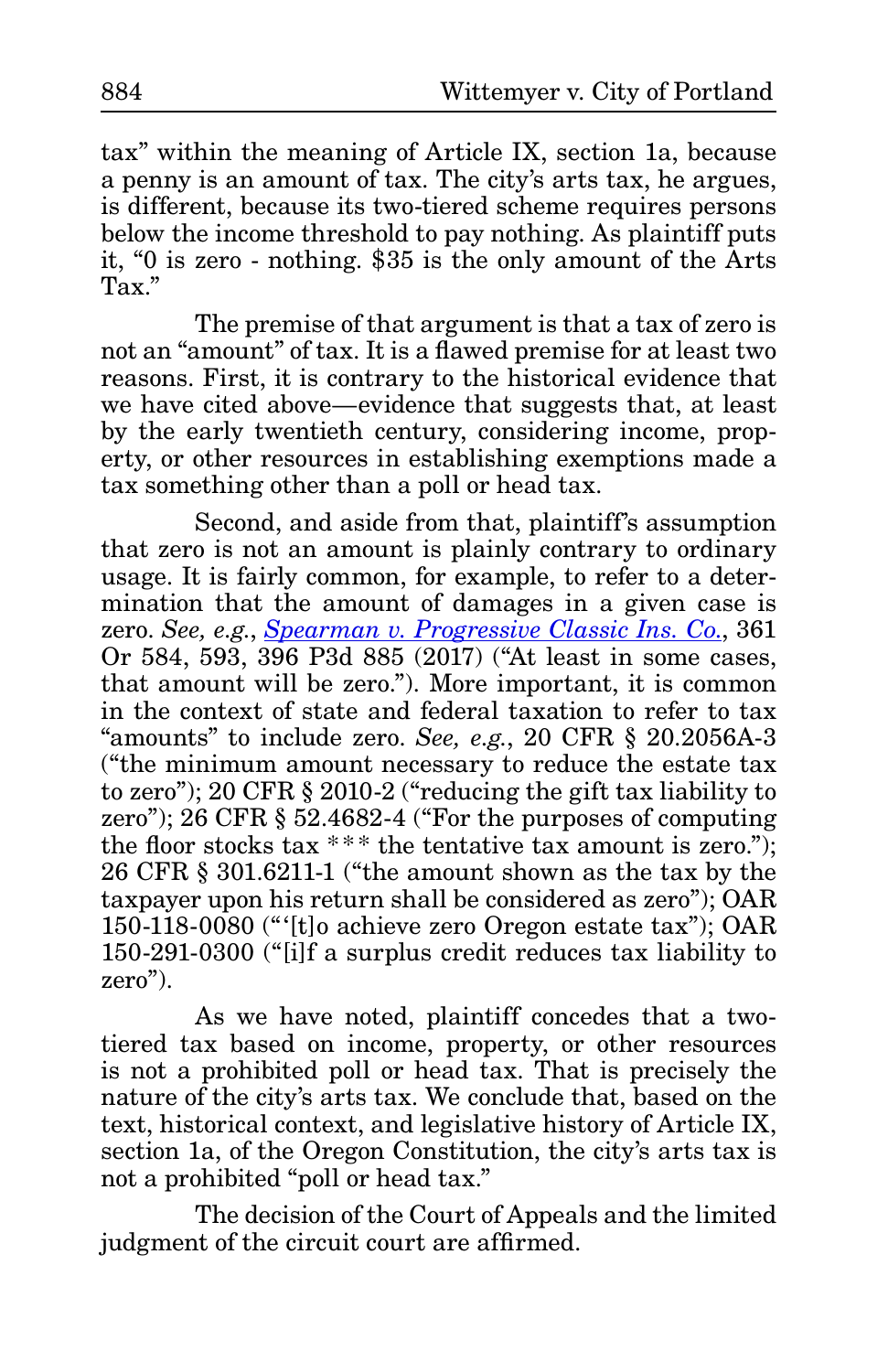tax" within the meaning of Article IX, section 1a, because a penny is an amount of tax. The city's arts tax, he argues, is different, because its two-tiered scheme requires persons below the income threshold to pay nothing. As plaintiff puts it, "0 is zero - nothing. $35 is the only amount of the Arts Tax."

The premise of that argument is that a tax of zero is not an "amount" of tax. It is a flawed premise for at least two reasons. First, it is contrary to the historical evidence that we have cited above—evidence that suggests that, at least by the early twentieth century, considering income, property, or other resources in establishing exemptions made a tax something other than a poll or head tax.

Second, and aside from that, plaintiff's assumption that zero is not an amount is plainly contrary to ordinary usage. It is fairly common, for example, to refer to a determination that the amount of damages in a given case is zero. *See, e.g.*, *Spearman v. Progressive Classic Ins. Co.*, 361 Or 584, 593, 396 P3d 885 (2017) ("At least in some cases, that amount will be zero."). More important, it is common in the context of state and federal taxation to refer to tax "amounts" to include zero. *See, e.g.*, 20 CFR § 20.2056A-3 ("the minimum amount necessary to reduce the estate tax to zero"); 20 CFR § 2010-2 ("reducing the gift tax liability to zero"); 26 CFR § 52.4682-4 ("For the purposes of computing the floor stocks tax * * * the tentative tax amount is zero."); 26 CFR § 301.6211-1 ("the amount shown as the tax by the taxpayer upon his return shall be considered as zero"); OAR 150-118-0080 ("'[t]o achieve zero Oregon estate tax"); OAR 150-291-0300 ("[i]f a surplus credit reduces tax liability to zero").

As we have noted, plaintiff concedes that a two-tiered tax based on income, property, or other resources is not a prohibited poll or head tax. That is precisely the nature of the city's arts tax. We conclude that, based on the text, historical context, and legislative history of Article IX, section 1a, of the Oregon Constitution, the city's arts tax is not a prohibited "poll or head tax."

The decision of the Court of Appeals and the limited judgment of the circuit court are affirmed.